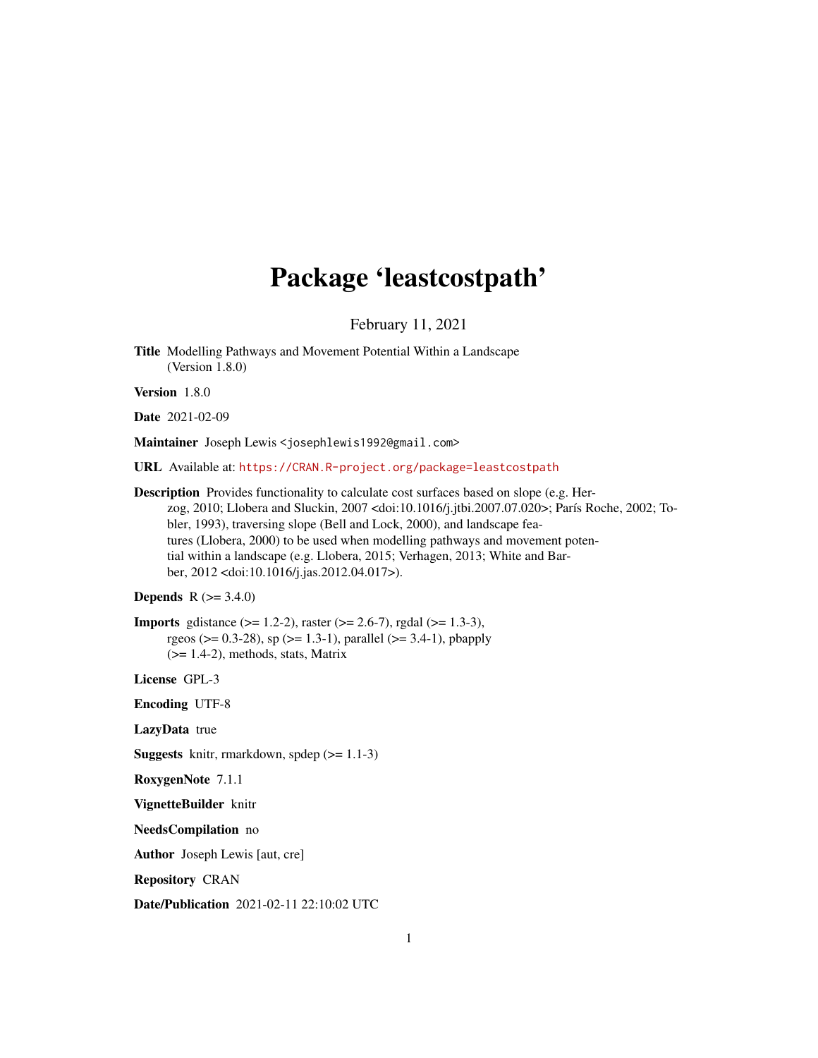# Package 'leastcostpath'

February 11, 2021

**Title** Modelling Pathways and Movement Potential Within a Landscape (Version 1.8.0)

**Version** 1.8.0

**Date** 2021-02-09

**Maintainer** Joseph Lewis <josephlewis1992@gmail.com>

**URL** Available at: https://CRAN.R-project.org/package=leastcostpath

**Description** Provides functionality to calculate cost surfaces based on slope (e.g. Herzog, 2010; Llobera and Sluckin, 2007 <doi:10.1016/j.jtbi.2007.07.020>; París Roche, 2002; Tobler, 1993), traversing slope (Bell and Lock, 2000), and landscape features (Llobera, 2000) to be used when modelling pathways and movement potential within a landscape (e.g. Llobera, 2015; Verhagen, 2013; White and Barber, 2012 <doi:10.1016/j.jas.2012.04.017>).

**Depends** R (>= 3.4.0)

**Imports** gdistance (>= 1.2-2), raster (>= 2.6-7), rgdal (>= 1.3-3), rgeos (>= 0.3-28), sp (>= 1.3-1), parallel (>= 3.4-1), pbapply (>= 1.4-2), methods, stats, Matrix

**License** GPL-3

**Encoding** UTF-8

**LazyData** true

**Suggests** knitr, rmarkdown, spdep (>= 1.1-3)

**RoxygenNote** 7.1.1

**VignetteBuilder** knitr

**NeedsCompilation** no

**Author** Joseph Lewis [aut, cre]

**Repository** CRAN

**Date/Publication** 2021-02-11 22:10:02 UTC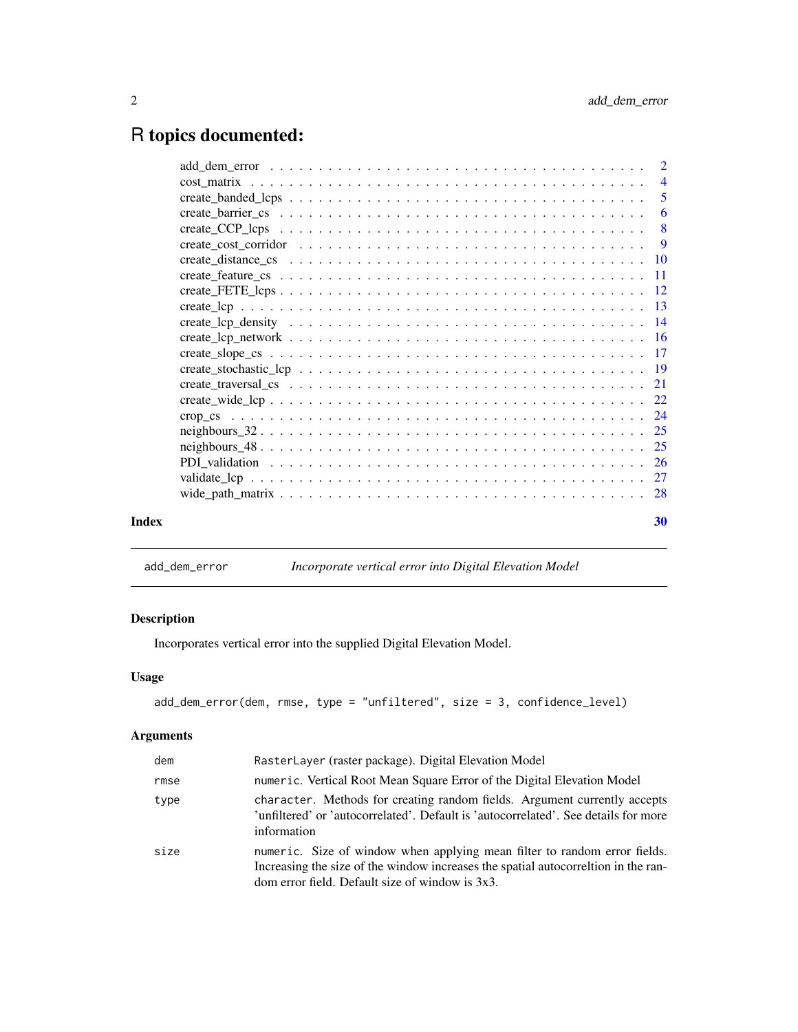# R topics documented:

| | |
|---|---|
| add_dem_error | 2 |
| cost_matrix | 4 |
| create_banded_lcps | 5 |
| create_barrier_cs | 6 |
| create_CCP_lcps | 8 |
| create_cost_corridor | 9 |
| create_distance_cs | 10 |
| create_feature_cs | 11 |
| create_FETE_lcps | 12 |
| create_lcp | 13 |
| create_lcp_density | 14 |
| create_lcp_network | 16 |
| create_slope_cs | 17 |
| create_stochastic_lcp | 19 |
| create_traversal_cs | 21 |
| create_wide_lcp | 22 |
| crop_cs | 24 |
| neighbours_32 | 25 |
| neighbours_48 | 25 |
| PDI_validation | 26 |
| validate_lcp | 27 |
| wide_path_matrix | 28 |

**Index** 30

---

## add_dem_error — *Incorporate vertical error into Digital Elevation Model*

### Description

Incorporates vertical error into the supplied Digital Elevation Model.

### Usage

```
add_dem_error(dem, rmse, type = "unfiltered", size = 3, confidence_level)
```

### Arguments

| | |
|---|---|
| dem | `RasterLayer` (raster package). Digital Elevation Model |
| rmse | `numeric`. Vertical Root Mean Square Error of the Digital Elevation Model |
| type | `character`. Methods for creating random fields. Argument currently accepts 'unfiltered' or 'autocorrelated'. Default is 'autocorrelated'. See details for more information |
| size | `numeric`. Size of window when applying mean filter to random error fields. Increasing the size of the window increases the spatial autocorreltion in the random error field. Default size of window is 3x3. |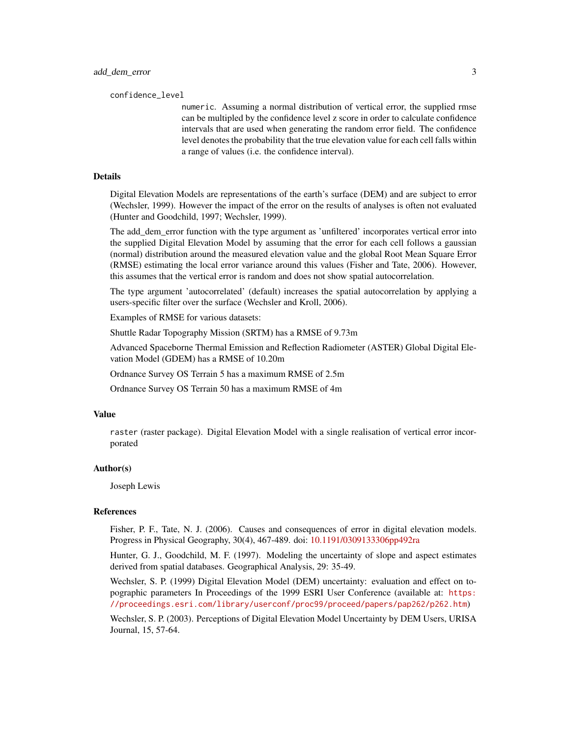confidence_level

numeric. Assuming a normal distribution of vertical error, the supplied rmse can be multipled by the confidence level z score in order to calculate confidence intervals that are used when generating the random error field. The confidence level denotes the probability that the true elevation value for each cell falls within a range of values (i.e. the confidence interval).

## Details

Digital Elevation Models are representations of the earth's surface (DEM) and are subject to error (Wechsler, 1999). However the impact of the error on the results of analyses is often not evaluated (Hunter and Goodchild, 1997; Wechsler, 1999).

The add_dem_error function with the type argument as 'unfiltered' incorporates vertical error into the supplied Digital Elevation Model by assuming that the error for each cell follows a gaussian (normal) distribution around the measured elevation value and the global Root Mean Square Error (RMSE) estimating the local error variance around this values (Fisher and Tate, 2006). However, this assumes that the vertical error is random and does not show spatial autocorrelation.

The type argument 'autocorrelated' (default) increases the spatial autocorrelation by applying a users-specific filter over the surface (Wechsler and Kroll, 2006).

Examples of RMSE for various datasets:

Shuttle Radar Topography Mission (SRTM) has a RMSE of 9.73m

Advanced Spaceborne Thermal Emission and Reflection Radiometer (ASTER) Global Digital Elevation Model (GDEM) has a RMSE of 10.20m

Ordnance Survey OS Terrain 5 has a maximum RMSE of 2.5m

Ordnance Survey OS Terrain 50 has a maximum RMSE of 4m

## Value

raster (raster package). Digital Elevation Model with a single realisation of vertical error incorporated

## Author(s)

Joseph Lewis

## References

Fisher, P. F., Tate, N. J. (2006). Causes and consequences of error in digital elevation models. Progress in Physical Geography, 30(4), 467-489. doi: 10.1191/0309133306pp492ra

Hunter, G. J., Goodchild, M. F. (1997). Modeling the uncertainty of slope and aspect estimates derived from spatial databases. Geographical Analysis, 29: 35-49.

Wechsler, S. P. (1999) Digital Elevation Model (DEM) uncertainty: evaluation and effect on topographic parameters In Proceedings of the 1999 ESRI User Conference (available at: https://proceedings.esri.com/library/userconf/proc99/proceed/papers/pap262/p262.htm)

Wechsler, S. P. (2003). Perceptions of Digital Elevation Model Uncertainty by DEM Users, URISA Journal, 15, 57-64.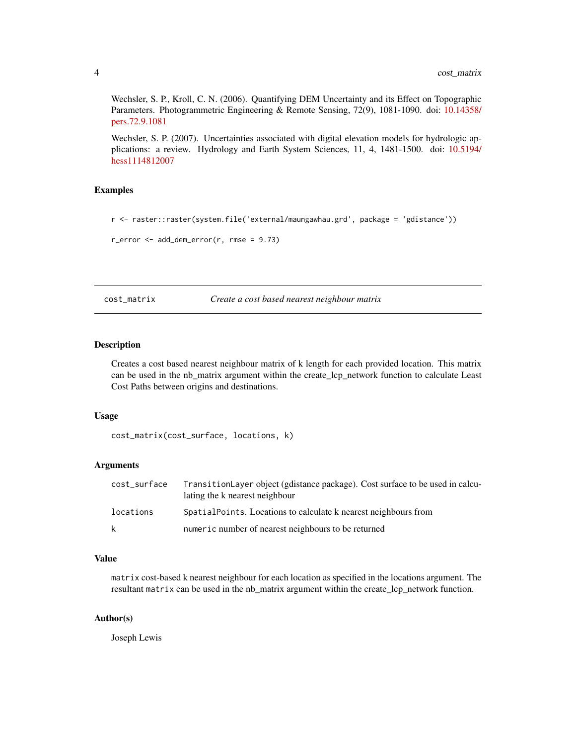Wechsler, S. P., Kroll, C. N. (2006). Quantifying DEM Uncertainty and its Effect on Topographic Parameters. Photogrammetric Engineering & Remote Sensing, 72(9), 1081-1090. doi: 10.14358/pers.72.9.1081

Wechsler, S. P. (2007). Uncertainties associated with digital elevation models for hydrologic applications: a review. Hydrology and Earth System Sciences, 11, 4, 1481-1500. doi: 10.5194/hess1114812007

### Examples

```
r <- raster::raster(system.file('external/maungawhau.grd', package = 'gdistance'))

r_error <- add_dem_error(r, rmse = 9.73)
```

---

## cost_matrix — *Create a cost based nearest neighbour matrix*

---

### Description

Creates a cost based nearest neighbour matrix of k length for each provided location. This matrix can be used in the nb_matrix argument within the create_lcp_network function to calculate Least Cost Paths between origins and destinations.

### Usage

```
cost_matrix(cost_surface, locations, k)
```

### Arguments

| | |
|---|---|
| cost_surface | `TransitionLayer` object (gdistance package). Cost surface to be used in calculating the k nearest neighbour |
| locations | `SpatialPoints`. Locations to calculate k nearest neighbours from |
| k | `numeric` number of nearest neighbours to be returned |

### Value

`matrix` cost-based k nearest neighbour for each location as specified in the locations argument. The resultant `matrix` can be used in the nb_matrix argument within the create_lcp_network function.

### Author(s)

Joseph Lewis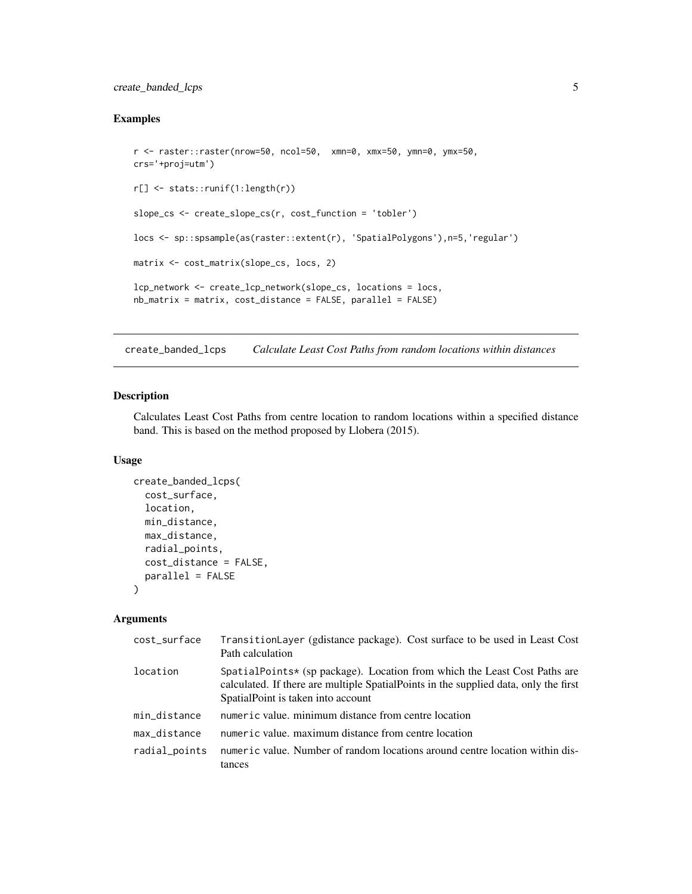## Examples

```
r <- raster::raster(nrow=50, ncol=50,  xmn=0, xmx=50, ymn=0, ymx=50,
crs='+proj=utm')

r[] <- stats::runif(1:length(r))

slope_cs <- create_slope_cs(r, cost_function = 'tobler')

locs <- sp::spsample(as(raster::extent(r), 'SpatialPolygons'),n=5,'regular')

matrix <- cost_matrix(slope_cs, locs, 2)

lcp_network <- create_lcp_network(slope_cs, locations = locs,
nb_matrix = matrix, cost_distance = FALSE, parallel = FALSE)
```

---

# create_banded_lcps    *Calculate Least Cost Paths from random locations within distances*

## Description

Calculates Least Cost Paths from centre location to random locations within a specified distance band. This is based on the method proposed by Llobera (2015).

## Usage

```
create_banded_lcps(
  cost_surface,
  location,
  min_distance,
  max_distance,
  radial_points,
  cost_distance = FALSE,
  parallel = FALSE
)
```

## Arguments

| | |
|---|---|
| `cost_surface` | `TransitionLayer` (gdistance package). Cost surface to be used in Least Cost Path calculation |
| `location` | `SpatialPoints*` (sp package). Location from which the Least Cost Paths are calculated. If there are multiple SpatialPoints in the supplied data, only the first SpatialPoint is taken into account |
| `min_distance` | `numeric` value. minimum distance from centre location |
| `max_distance` | `numeric` value. maximum distance from centre location |
| `radial_points` | `numeric` value. Number of random locations around centre location within distances |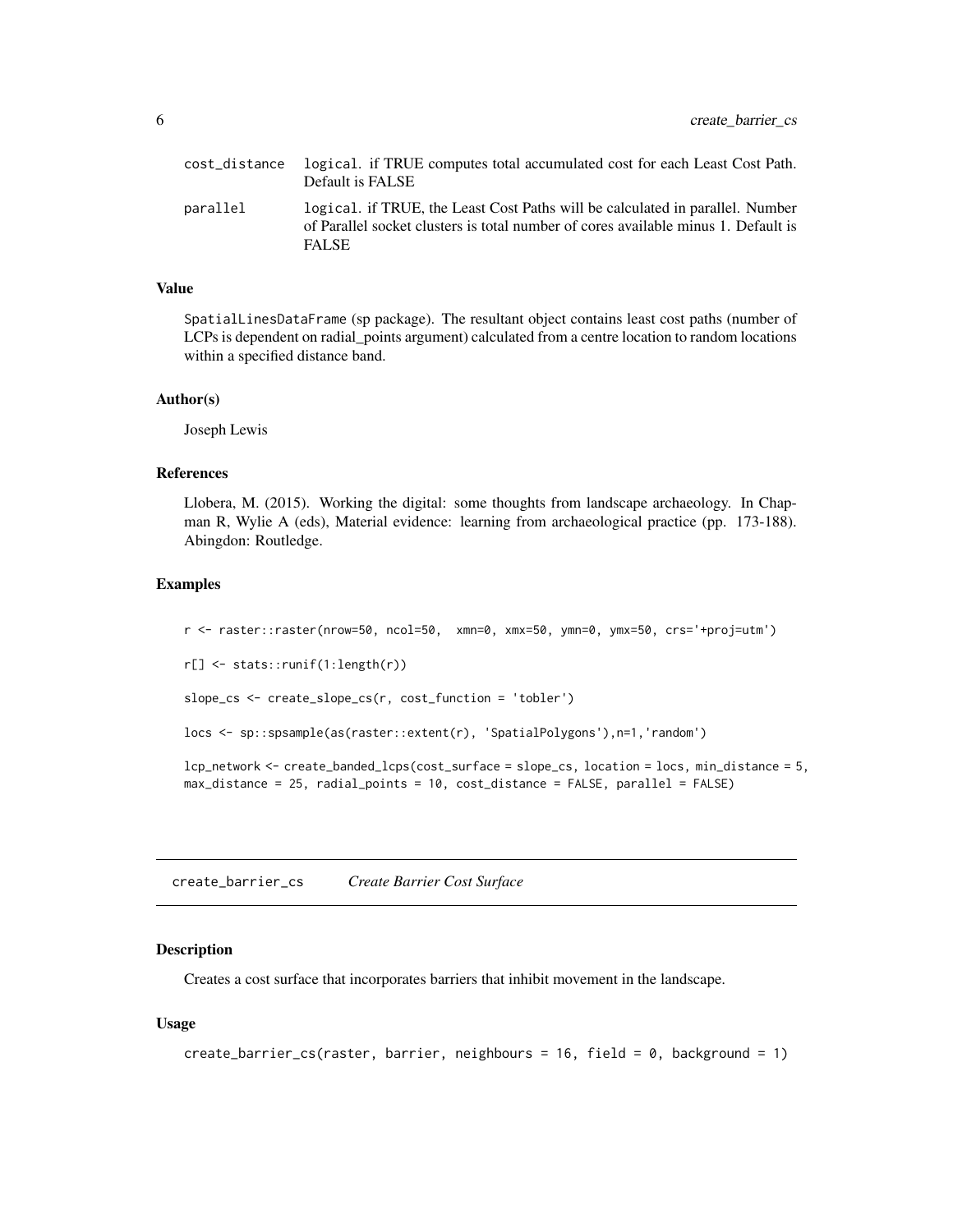| | |
|---|---|
| cost_distance | logical. if TRUE computes total accumulated cost for each Least Cost Path. Default is FALSE |
| parallel | logical. if TRUE, the Least Cost Paths will be calculated in parallel. Number of Parallel socket clusters is total number of cores available minus 1. Default is FALSE |

### Value

SpatialLinesDataFrame (sp package). The resultant object contains least cost paths (number of LCPs is dependent on radial_points argument) calculated from a centre location to random locations within a specified distance band.

### Author(s)

Joseph Lewis

### References

Llobera, M. (2015). Working the digital: some thoughts from landscape archaeology. In Chapman R, Wylie A (eds), Material evidence: learning from archaeological practice (pp. 173-188). Abingdon: Routledge.

### Examples

```
r <- raster::raster(nrow=50, ncol=50,  xmn=0, xmx=50, ymn=0, ymx=50, crs='+proj=utm')

r[] <- stats::runif(1:length(r))

slope_cs <- create_slope_cs(r, cost_function = 'tobler')

locs <- sp::spsample(as(raster::extent(r), 'SpatialPolygons'),n=1,'random')

lcp_network <- create_banded_lcps(cost_surface = slope_cs, location = locs, min_distance = 5,
max_distance = 25, radial_points = 10, cost_distance = FALSE, parallel = FALSE)
```

## create_barrier_cs *Create Barrier Cost Surface*

### Description

Creates a cost surface that incorporates barriers that inhibit movement in the landscape.

### Usage

```
create_barrier_cs(raster, barrier, neighbours = 16, field = 0, background = 1)
```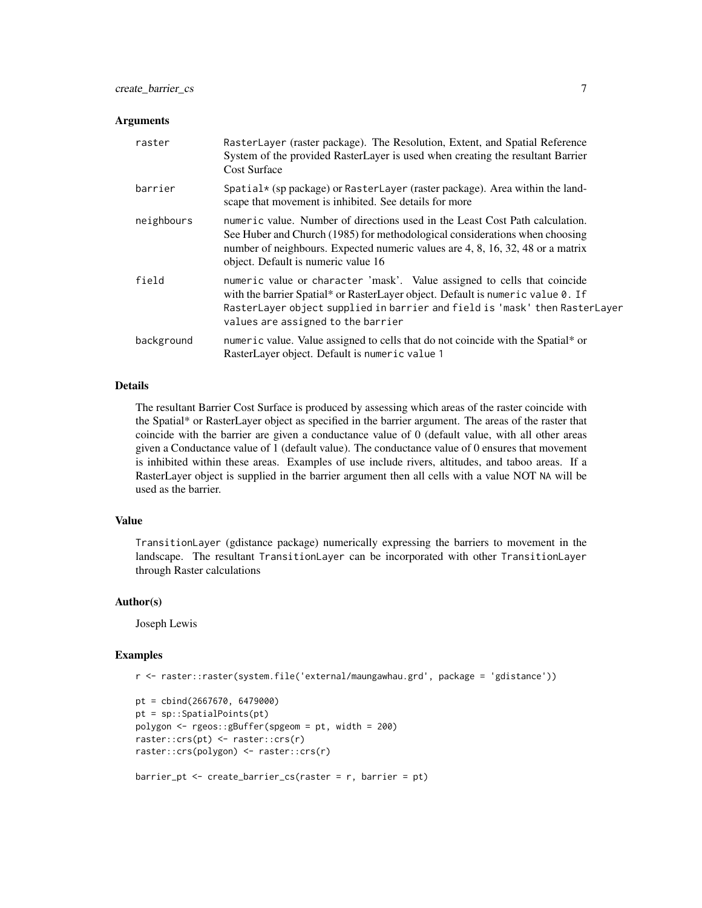### Arguments

| | |
|---|---|
| raster | RasterLayer (raster package). The Resolution, Extent, and Spatial Reference System of the provided RasterLayer is used when creating the resultant Barrier Cost Surface |
| barrier | Spatial* (sp package) or RasterLayer (raster package). Area within the landscape that movement is inhibited. See details for more |
| neighbours | numeric value. Number of directions used in the Least Cost Path calculation. See Huber and Church (1985) for methodological considerations when choosing number of neighbours. Expected numeric values are 4, 8, 16, 32, 48 or a matrix object. Default is numeric value 16 |
| field | numeric value or character 'mask'. Value assigned to cells that coincide with the barrier Spatial* or RasterLayer object. Default is numeric value 0. If RasterLayer object supplied in barrier and field is 'mask' then RasterLayer values are assigned to the barrier |
| background | numeric value. Value assigned to cells that do not coincide with the Spatial* or RasterLayer object. Default is numeric value 1 |

### Details

The resultant Barrier Cost Surface is produced by assessing which areas of the raster coincide with the Spatial* or RasterLayer object as specified in the barrier argument. The areas of the raster that coincide with the barrier are given a conductance value of 0 (default value, with all other areas given a Conductance value of 1 (default value). The conductance value of 0 ensures that movement is inhibited within these areas. Examples of use include rivers, altitudes, and taboo areas. If a RasterLayer object is supplied in the barrier argument then all cells with a value NOT NA will be used as the barrier.

### Value

TransitionLayer (gdistance package) numerically expressing the barriers to movement in the landscape. The resultant TransitionLayer can be incorporated with other TransitionLayer through Raster calculations

### Author(s)

Joseph Lewis

### Examples

```
r <- raster::raster(system.file('external/maungawhau.grd', package = 'gdistance'))

pt = cbind(2667670, 6479000)
pt = sp::SpatialPoints(pt)
polygon <- rgeos::gBuffer(spgeom = pt, width = 200)
raster::crs(pt) <- raster::crs(r)
raster::crs(polygon) <- raster::crs(r)

barrier_pt <- create_barrier_cs(raster = r, barrier = pt)
```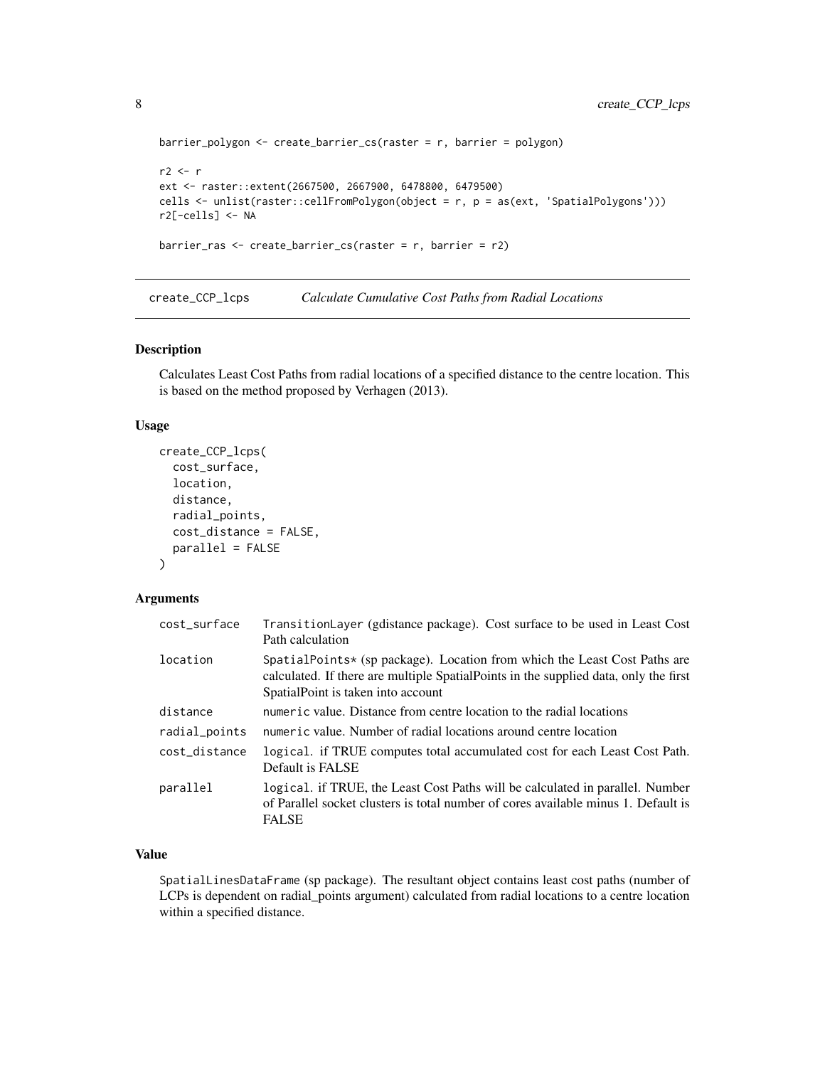```
barrier_polygon <- create_barrier_cs(raster = r, barrier = polygon)

r2 <- r
ext <- raster::extent(2667500, 2667900, 6478800, 6479500)
cells <- unlist(raster::cellFromPolygon(object = r, p = as(ext, 'SpatialPolygons')))
r2[-cells] <- NA

barrier_ras <- create_barrier_cs(raster = r, barrier = r2)
```

## create_CCP_lcps — *Calculate Cumulative Cost Paths from Radial Locations*

### Description

Calculates Least Cost Paths from radial locations of a specified distance to the centre location. This is based on the method proposed by Verhagen (2013).

### Usage

```
create_CCP_lcps(
  cost_surface,
  location,
  distance,
  radial_points,
  cost_distance = FALSE,
  parallel = FALSE
)
```

### Arguments

| Argument | Description |
|---|---|
| `cost_surface` | `TransitionLayer` (gdistance package). Cost surface to be used in Least Cost Path calculation |
| `location` | `SpatialPoints*` (sp package). Location from which the Least Cost Paths are calculated. If there are multiple SpatialPoints in the supplied data, only the first SpatialPoint is taken into account |
| `distance` | `numeric` value. Distance from centre location to the radial locations |
| `radial_points` | `numeric` value. Number of radial locations around centre location |
| `cost_distance` | `logical`. if TRUE computes total accumulated cost for each Least Cost Path. Default is FALSE |
| `parallel` | `logical`. if TRUE, the Least Cost Paths will be calculated in parallel. Number of Parallel socket clusters is total number of cores available minus 1. Default is FALSE |

### Value

`SpatialLinesDataFrame` (sp package). The resultant object contains least cost paths (number of LCPs is dependent on radial_points argument) calculated from radial locations to a centre location within a specified distance.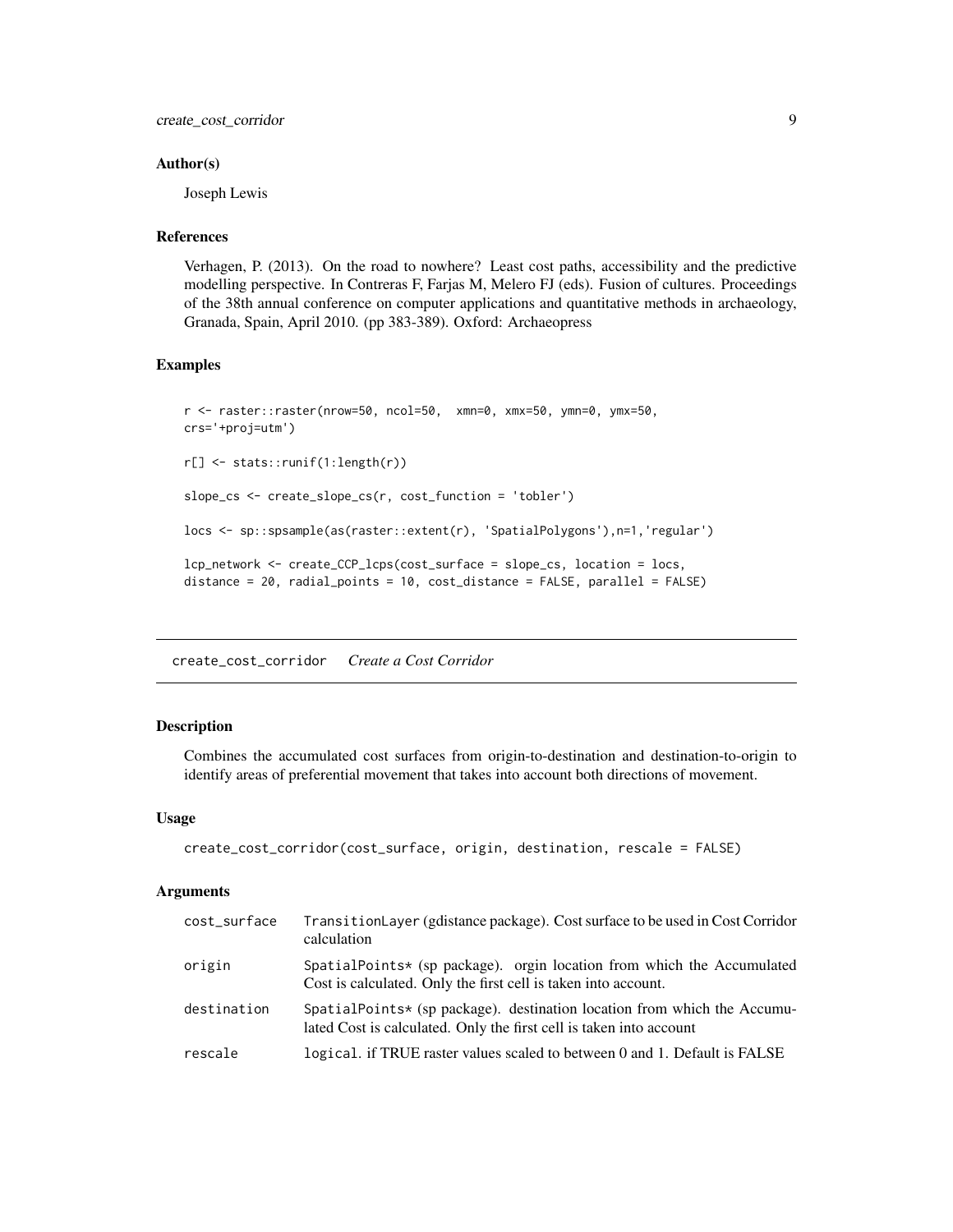### Author(s)

Joseph Lewis

### References

Verhagen, P. (2013). On the road to nowhere? Least cost paths, accessibility and the predictive modelling perspective. In Contreras F, Farjas M, Melero FJ (eds). Fusion of cultures. Proceedings of the 38th annual conference on computer applications and quantitative methods in archaeology, Granada, Spain, April 2010. (pp 383-389). Oxford: Archaeopress

### Examples

```
r <- raster::raster(nrow=50, ncol=50,  xmn=0, xmx=50, ymn=0, ymx=50,
crs='+proj=utm')

r[] <- stats::runif(1:length(r))

slope_cs <- create_slope_cs(r, cost_function = 'tobler')

locs <- sp::spsample(as(raster::extent(r), 'SpatialPolygons'),n=1,'regular')

lcp_network <- create_CCP_lcps(cost_surface = slope_cs, location = locs,
distance = 20, radial_points = 10, cost_distance = FALSE, parallel = FALSE)
```

---

## create_cost_corridor *Create a Cost Corridor*

### Description

Combines the accumulated cost surfaces from origin-to-destination and destination-to-origin to identify areas of preferential movement that takes into account both directions of movement.

### Usage

```
create_cost_corridor(cost_surface, origin, destination, rescale = FALSE)
```

### Arguments

| | |
|---|---|
| cost_surface | TransitionLayer (gdistance package). Cost surface to be used in Cost Corridor calculation |
| origin | SpatialPoints* (sp package). orgin location from which the Accumulated Cost is calculated. Only the first cell is taken into account. |
| destination | SpatialPoints* (sp package). destination location from which the Accumulated Cost is calculated. Only the first cell is taken into account |
| rescale | logical. if TRUE raster values scaled to between 0 and 1. Default is FALSE |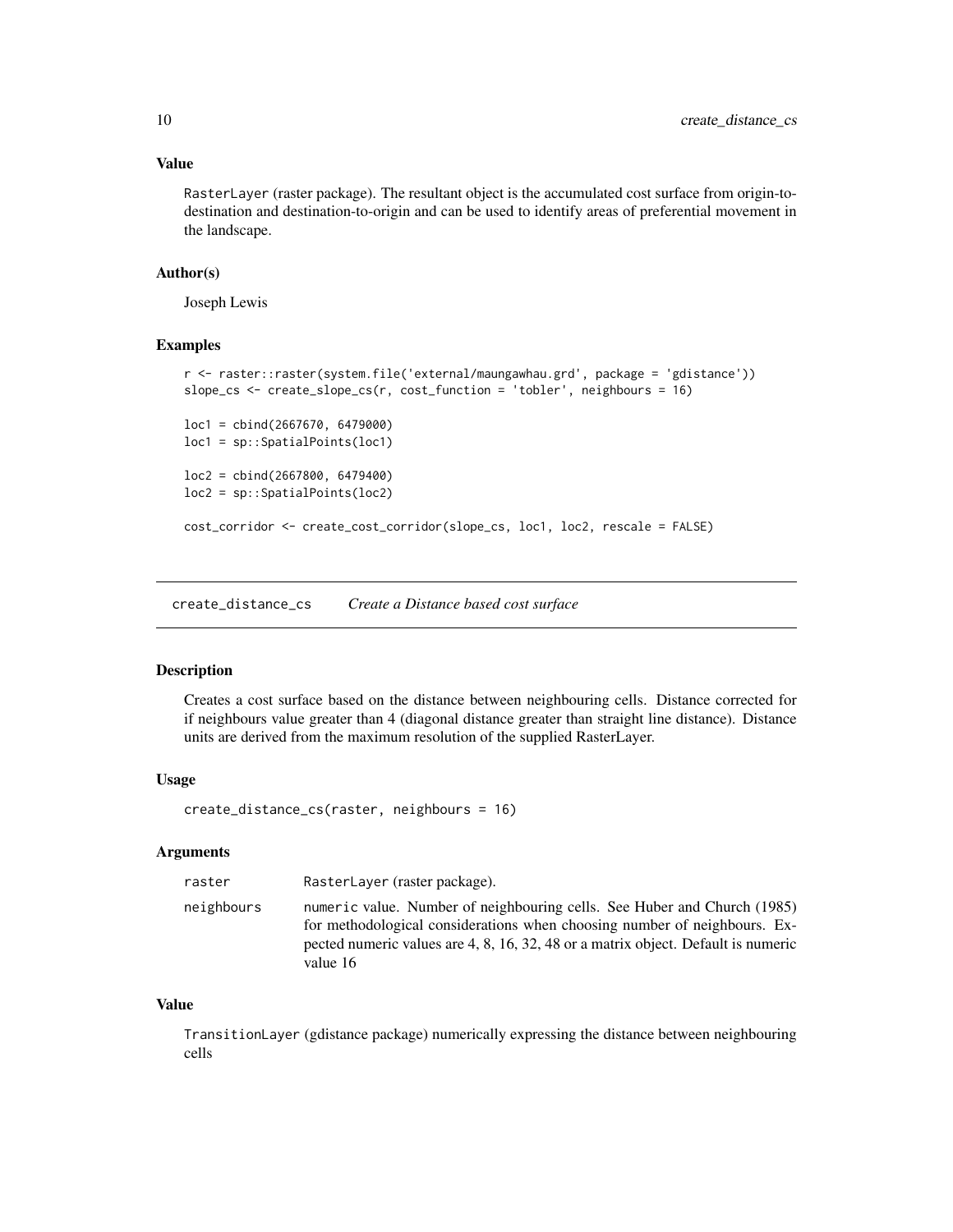### Value

RasterLayer (raster package). The resultant object is the accumulated cost surface from origin-to-destination and destination-to-origin and can be used to identify areas of preferential movement in the landscape.

### Author(s)

Joseph Lewis

### Examples

```
r <- raster::raster(system.file('external/maungawhau.grd', package = 'gdistance'))
slope_cs <- create_slope_cs(r, cost_function = 'tobler', neighbours = 16)

loc1 = cbind(2667670, 6479000)
loc1 = sp::SpatialPoints(loc1)

loc2 = cbind(2667800, 6479400)
loc2 = sp::SpatialPoints(loc2)

cost_corridor <- create_cost_corridor(slope_cs, loc1, loc2, rescale = FALSE)
```

---

## create_distance_cs *Create a Distance based cost surface*

### Description

Creates a cost surface based on the distance between neighbouring cells. Distance corrected for if neighbours value greater than 4 (diagonal distance greater than straight line distance). Distance units are derived from the maximum resolution of the supplied RasterLayer.

### Usage

```
create_distance_cs(raster, neighbours = 16)
```

### Arguments

| | |
|---|---|
| raster | RasterLayer (raster package). |
| neighbours | numeric value. Number of neighbouring cells. See Huber and Church (1985) for methodological considerations when choosing number of neighbours. Expected numeric values are 4, 8, 16, 32, 48 or a matrix object. Default is numeric value 16 |

### Value

TransitionLayer (gdistance package) numerically expressing the distance between neighbouring cells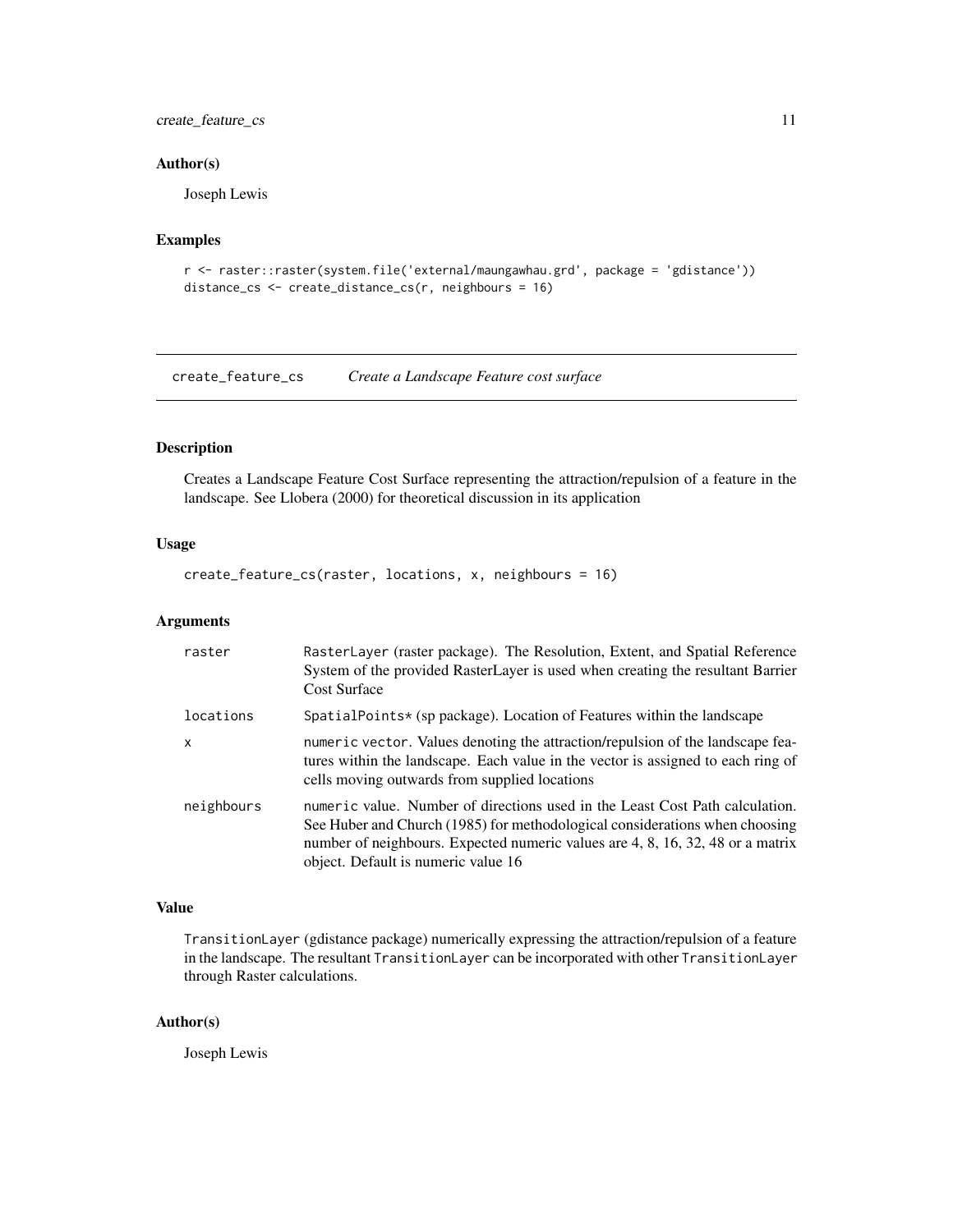### Author(s)

Joseph Lewis

### Examples

```
r <- raster::raster(system.file('external/maungawhau.grd', package = 'gdistance'))
distance_cs <- create_distance_cs(r, neighbours = 16)
```

## create_feature_cs *Create a Landscape Feature cost surface*

### Description

Creates a Landscape Feature Cost Surface representing the attraction/repulsion of a feature in the landscape. See Llobera (2000) for theoretical discussion in its application

### Usage

```
create_feature_cs(raster, locations, x, neighbours = 16)
```

### Arguments

| | |
|---|---|
| raster | RasterLayer (raster package). The Resolution, Extent, and Spatial Reference System of the provided RasterLayer is used when creating the resultant Barrier Cost Surface |
| locations | SpatialPoints* (sp package). Location of Features within the landscape |
| x | numeric vector. Values denoting the attraction/repulsion of the landscape features within the landscape. Each value in the vector is assigned to each ring of cells moving outwards from supplied locations |
| neighbours | numeric value. Number of directions used in the Least Cost Path calculation. See Huber and Church (1985) for methodological considerations when choosing number of neighbours. Expected numeric values are 4, 8, 16, 32, 48 or a matrix object. Default is numeric value 16 |

### Value

TransitionLayer (gdistance package) numerically expressing the attraction/repulsion of a feature in the landscape. The resultant TransitionLayer can be incorporated with other TransitionLayer through Raster calculations.

### Author(s)

Joseph Lewis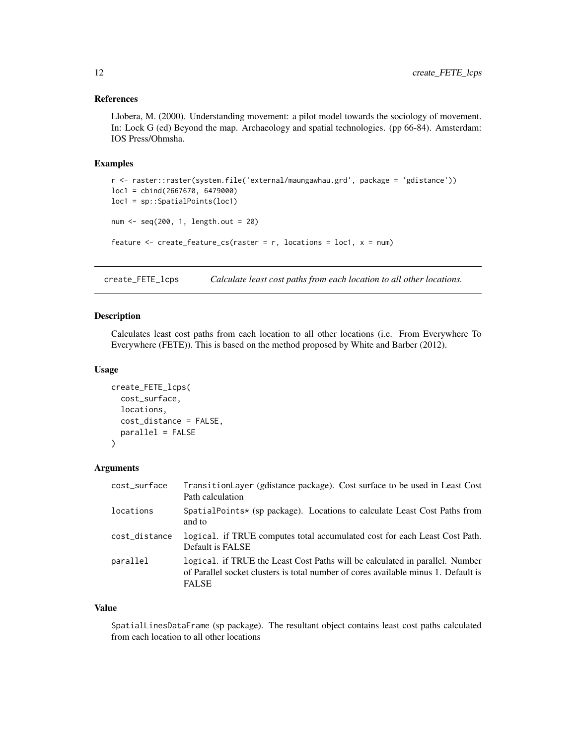### References

Llobera, M. (2000). Understanding movement: a pilot model towards the sociology of movement. In: Lock G (ed) Beyond the map. Archaeology and spatial technologies. (pp 66-84). Amsterdam: IOS Press/Ohmsha.

### Examples

```
r <- raster::raster(system.file('external/maungawhau.grd', package = 'gdistance'))
loc1 = cbind(2667670, 6479000)
loc1 = sp::SpatialPoints(loc1)

num <- seq(200, 1, length.out = 20)

feature <- create_feature_cs(raster = r, locations = loc1, x = num)
```

---

## create_FETE_lcps — *Calculate least cost paths from each location to all other locations.*

### Description

Calculates least cost paths from each location to all other locations (i.e. From Everywhere To Everywhere (FETE)). This is based on the method proposed by White and Barber (2012).

### Usage

```
create_FETE_lcps(
  cost_surface,
  locations,
  cost_distance = FALSE,
  parallel = FALSE
)
```

### Arguments

| | |
|---|---|
| cost_surface | TransitionLayer (gdistance package). Cost surface to be used in Least Cost Path calculation |
| locations | SpatialPoints* (sp package). Locations to calculate Least Cost Paths from and to |
| cost_distance | logical. if TRUE computes total accumulated cost for each Least Cost Path. Default is FALSE |
| parallel | logical. if TRUE the Least Cost Paths will be calculated in parallel. Number of Parallel socket clusters is total number of cores available minus 1. Default is FALSE |

### Value

SpatialLinesDataFrame (sp package). The resultant object contains least cost paths calculated from each location to all other locations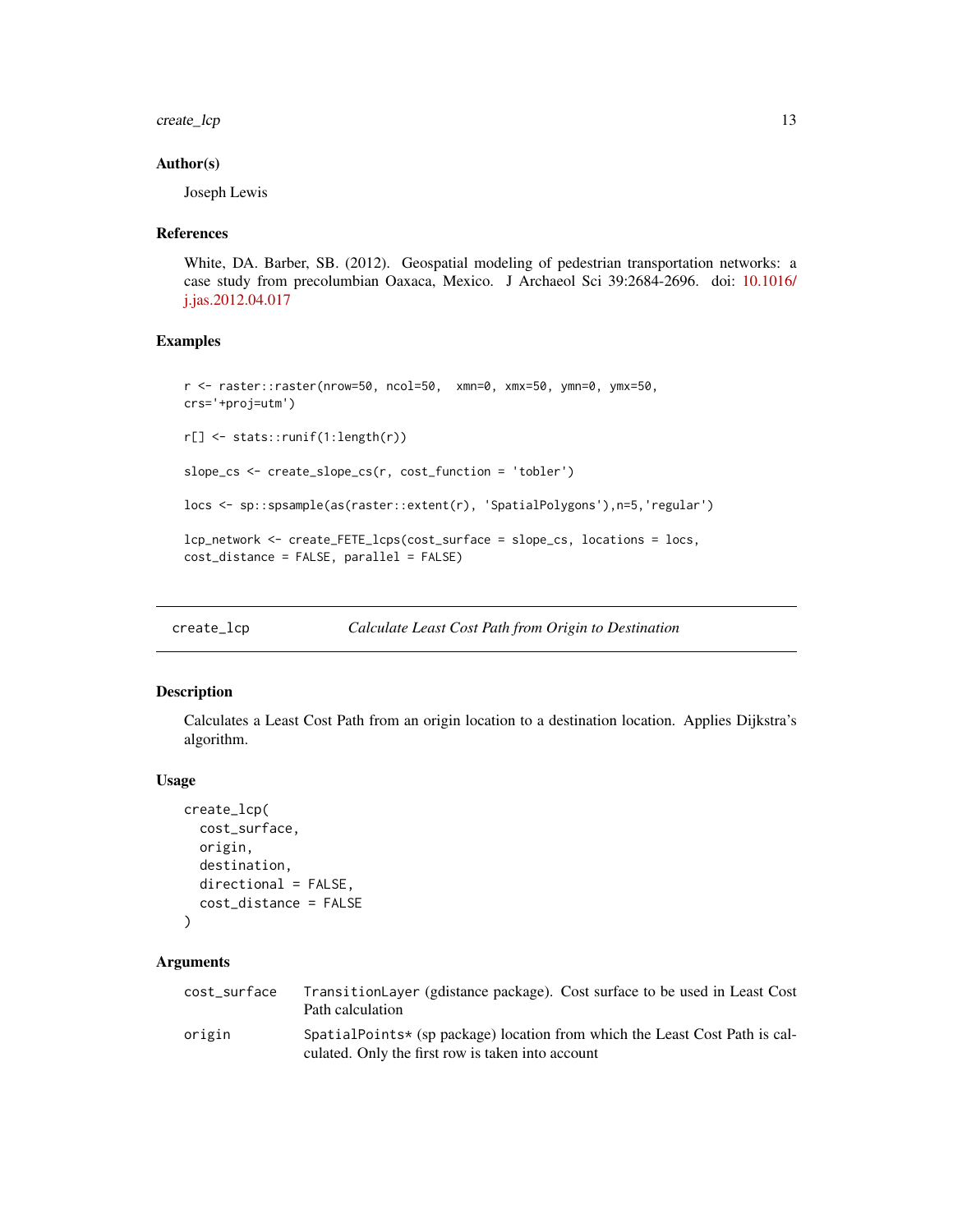### Author(s)

Joseph Lewis

### References

White, DA. Barber, SB. (2012). Geospatial modeling of pedestrian transportation networks: a case study from precolumbian Oaxaca, Mexico. J Archaeol Sci 39:2684-2696. doi: 10.1016/j.jas.2012.04.017

### Examples

```
r <- raster::raster(nrow=50, ncol=50,  xmn=0, xmx=50, ymn=0, ymx=50,
crs='+proj=utm')

r[] <- stats::runif(1:length(r))

slope_cs <- create_slope_cs(r, cost_function = 'tobler')

locs <- sp::spsample(as(raster::extent(r), 'SpatialPolygons'),n=5,'regular')

lcp_network <- create_FETE_lcps(cost_surface = slope_cs, locations = locs,
cost_distance = FALSE, parallel = FALSE)
```

---

## create_lcp — *Calculate Least Cost Path from Origin to Destination*

### Description

Calculates a Least Cost Path from an origin location to a destination location. Applies Dijkstra's algorithm.

### Usage

```
create_lcp(
  cost_surface,
  origin,
  destination,
  directional = FALSE,
  cost_distance = FALSE
)
```

### Arguments

| | |
|---|---|
| cost_surface | TransitionLayer (gdistance package). Cost surface to be used in Least Cost Path calculation |
| origin | SpatialPoints* (sp package) location from which the Least Cost Path is calculated. Only the first row is taken into account |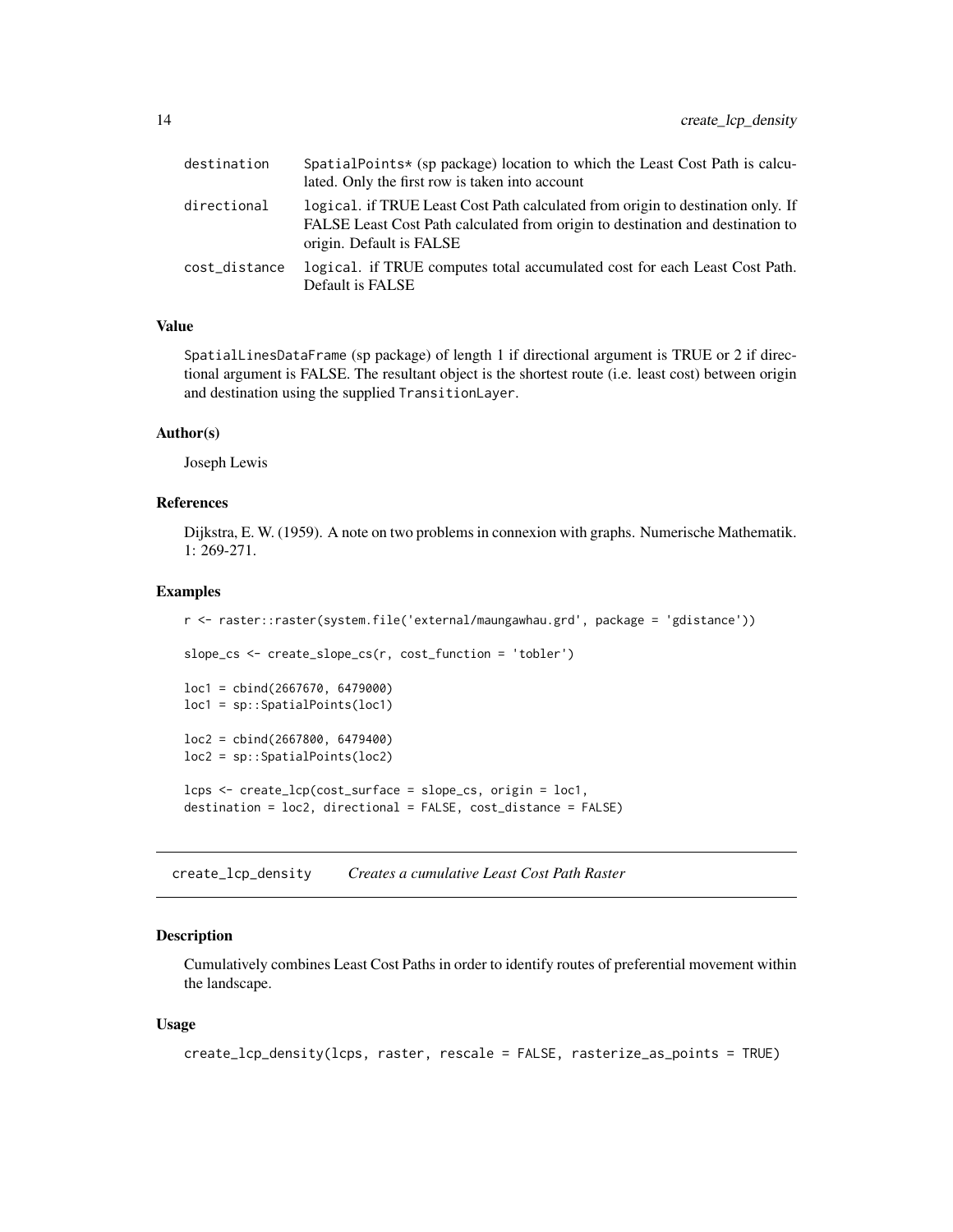| | |
|---|---|
| destination | SpatialPoints* (sp package) location to which the Least Cost Path is calculated. Only the first row is taken into account |
| directional | logical. if TRUE Least Cost Path calculated from origin to destination only. If FALSE Least Cost Path calculated from origin to destination and destination to origin. Default is FALSE |
| cost_distance | logical. if TRUE computes total accumulated cost for each Least Cost Path. Default is FALSE |

### Value

SpatialLinesDataFrame (sp package) of length 1 if directional argument is TRUE or 2 if directional argument is FALSE. The resultant object is the shortest route (i.e. least cost) between origin and destination using the supplied TransitionLayer.

### Author(s)

Joseph Lewis

### References

Dijkstra, E. W. (1959). A note on two problems in connexion with graphs. Numerische Mathematik. 1: 269-271.

### Examples

```
r <- raster::raster(system.file('external/maungawhau.grd', package = 'gdistance'))

slope_cs <- create_slope_cs(r, cost_function = 'tobler')

loc1 = cbind(2667670, 6479000)
loc1 = sp::SpatialPoints(loc1)

loc2 = cbind(2667800, 6479400)
loc2 = sp::SpatialPoints(loc2)

lcps <- create_lcp(cost_surface = slope_cs, origin = loc1,
destination = loc2, directional = FALSE, cost_distance = FALSE)
```

---

## create_lcp_density *Creates a cumulative Least Cost Path Raster*

### Description

Cumulatively combines Least Cost Paths in order to identify routes of preferential movement within the landscape.

### Usage

```
create_lcp_density(lcps, raster, rescale = FALSE, rasterize_as_points = TRUE)
```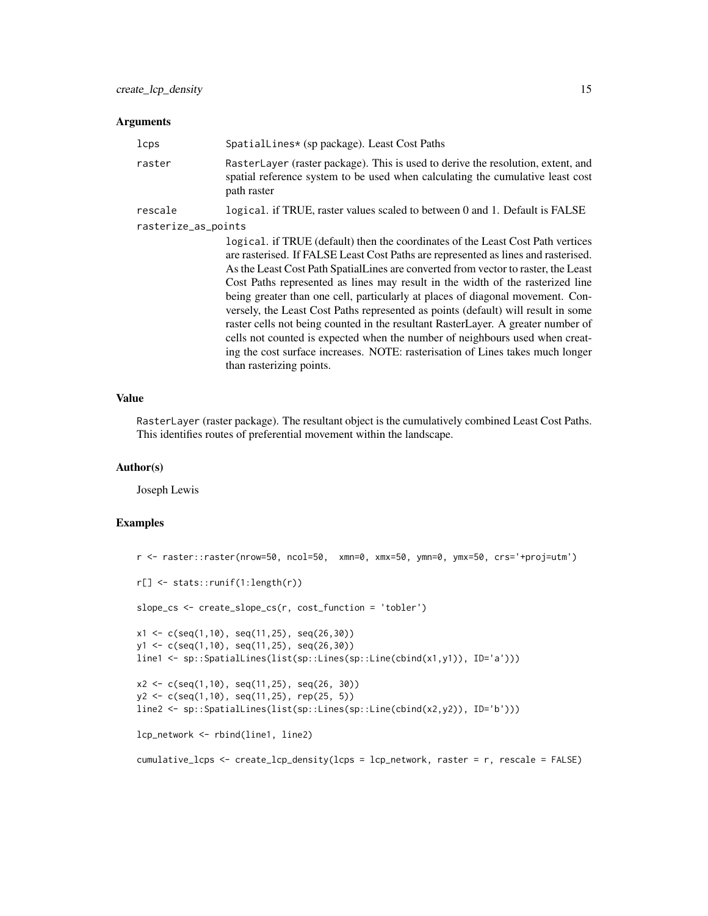### Arguments

| | |
|---|---|
| lcps | SpatialLines* (sp package). Least Cost Paths |
| raster | RasterLayer (raster package). This is used to derive the resolution, extent, and spatial reference system to be used when calculating the cumulative least cost path raster |
| rescale | logical. if TRUE, raster values scaled to between 0 and 1. Default is FALSE |
| rasterize_as_points | logical. if TRUE (default) then the coordinates of the Least Cost Path vertices are rasterised. If FALSE Least Cost Paths are represented as lines and rasterised. As the Least Cost Path SpatialLines are converted from vector to raster, the Least Cost Paths represented as lines may result in the width of the rasterized line being greater than one cell, particularly at places of diagonal movement. Conversely, the Least Cost Paths represented as points (default) will result in some raster cells not being counted in the resultant RasterLayer. A greater number of cells not counted is expected when the number of neighbours used when creating the cost surface increases. NOTE: rasterisation of Lines takes much longer than rasterizing points. |

### Value

RasterLayer (raster package). The resultant object is the cumulatively combined Least Cost Paths. This identifies routes of preferential movement within the landscape.

### Author(s)

Joseph Lewis

### Examples

```
r <- raster::raster(nrow=50, ncol=50,  xmn=0, xmx=50, ymn=0, ymx=50, crs='+proj=utm')

r[] <- stats::runif(1:length(r))

slope_cs <- create_slope_cs(r, cost_function = 'tobler')

x1 <- c(seq(1,10), seq(11,25), seq(26,30))
y1 <- c(seq(1,10), seq(11,25), seq(26,30))
line1 <- sp::SpatialLines(list(sp::Lines(sp::Line(cbind(x1,y1)), ID='a')))

x2 <- c(seq(1,10), seq(11,25), seq(26, 30))
y2 <- c(seq(1,10), seq(11,25), rep(25, 5))
line2 <- sp::SpatialLines(list(sp::Lines(sp::Line(cbind(x2,y2)), ID='b')))

lcp_network <- rbind(line1, line2)

cumulative_lcps <- create_lcp_density(lcps = lcp_network, raster = r, rescale = FALSE)
```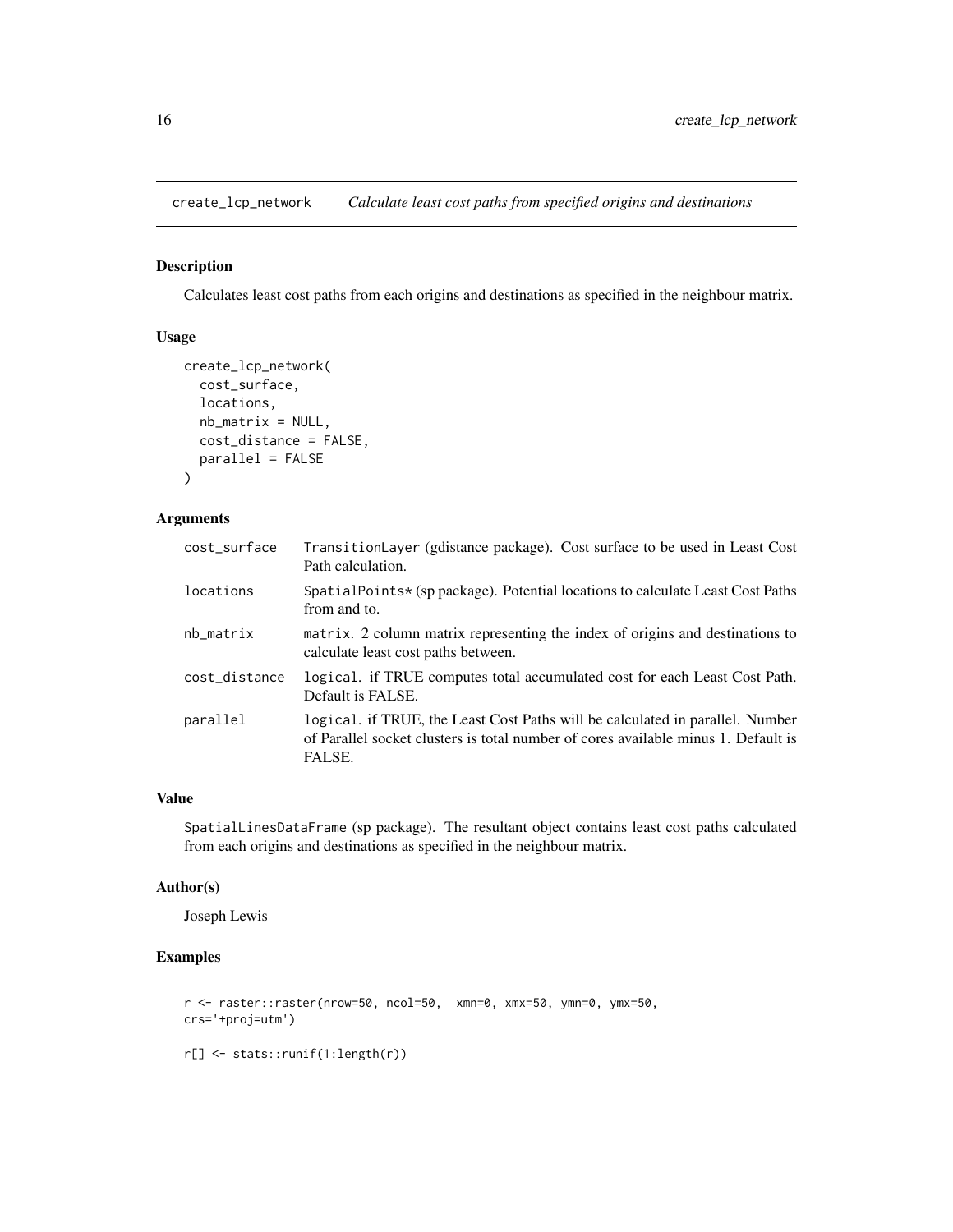# create_lcp_network — *Calculate least cost paths from specified origins and destinations*

## Description

Calculates least cost paths from each origins and destinations as specified in the neighbour matrix.

## Usage

```
create_lcp_network(
  cost_surface,
  locations,
  nb_matrix = NULL,
  cost_distance = FALSE,
  parallel = FALSE
)
```

## Arguments

| | |
|---|---|
| `cost_surface` | `TransitionLayer` (gdistance package). Cost surface to be used in Least Cost Path calculation. |
| `locations` | `SpatialPoints*` (sp package). Potential locations to calculate Least Cost Paths from and to. |
| `nb_matrix` | `matrix`. 2 column matrix representing the index of origins and destinations to calculate least cost paths between. |
| `cost_distance` | `logical`. if TRUE computes total accumulated cost for each Least Cost Path. Default is FALSE. |
| `parallel` | `logical`. if TRUE, the Least Cost Paths will be calculated in parallel. Number of Parallel socket clusters is total number of cores available minus 1. Default is FALSE. |

## Value

`SpatialLinesDataFrame` (sp package). The resultant object contains least cost paths calculated from each origins and destinations as specified in the neighbour matrix.

## Author(s)

Joseph Lewis

## Examples

```
r <- raster::raster(nrow=50, ncol=50,  xmn=0, xmx=50, ymn=0, ymx=50,
crs='+proj=utm')

r[] <- stats::runif(1:length(r))
```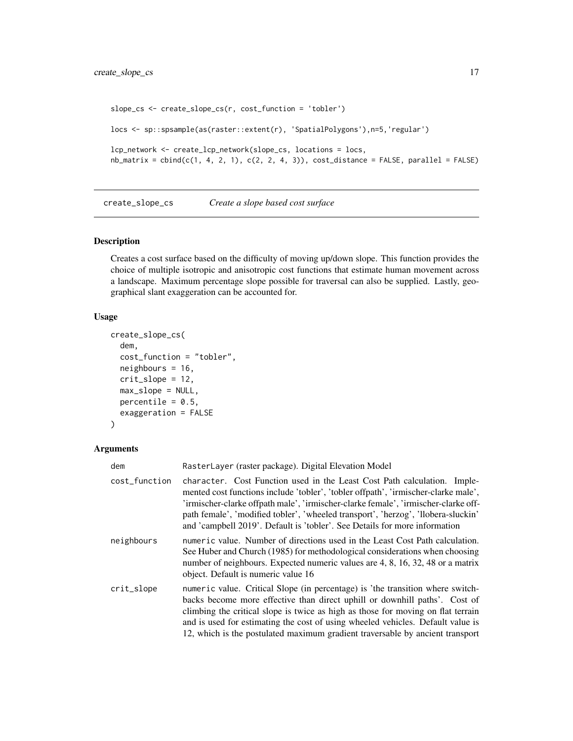```
slope_cs <- create_slope_cs(r, cost_function = 'tobler')

locs <- sp::spsample(as(raster::extent(r), 'SpatialPolygons'),n=5,'regular')

lcp_network <- create_lcp_network(slope_cs, locations = locs,
nb_matrix = cbind(c(1, 4, 2, 1), c(2, 2, 4, 3)), cost_distance = FALSE, parallel = FALSE)
```

## create_slope_cs *Create a slope based cost surface*

### Description

Creates a cost surface based on the difficulty of moving up/down slope. This function provides the choice of multiple isotropic and anisotropic cost functions that estimate human movement across a landscape. Maximum percentage slope possible for traversal can also be supplied. Lastly, geographical slant exaggeration can be accounted for.

### Usage

```
create_slope_cs(
  dem,
  cost_function = "tobler",
  neighbours = 16,
  crit_slope = 12,
  max_slope = NULL,
  percentile = 0.5,
  exaggeration = FALSE
)
```

### Arguments

| | |
|---|---|
| `dem` | `RasterLayer` (raster package). Digital Elevation Model |
| `cost_function` | `character`. Cost Function used in the Least Cost Path calculation. Implemented cost functions include 'tobler', 'tobler offpath', 'irmischer-clarke male', 'irmischer-clarke offpath male', 'irmischer-clarke female', 'irmischer-clarke offpath female', 'modified tobler', 'wheeled transport', 'herzog', 'llobera-sluckin' and 'campbell 2019'. Default is 'tobler'. See Details for more information |
| `neighbours` | `numeric` value. Number of directions used in the Least Cost Path calculation. See Huber and Church (1985) for methodological considerations when choosing number of neighbours. Expected numeric values are 4, 8, 16, 32, 48 or a matrix object. Default is numeric value 16 |
| `crit_slope` | `numeric` value. Critical Slope (in percentage) is 'the transition where switchbacks become more effective than direct uphill or downhill paths'. Cost of climbing the critical slope is twice as high as those for moving on flat terrain and is used for estimating the cost of using wheeled vehicles. Default value is 12, which is the postulated maximum gradient traversable by ancient transport |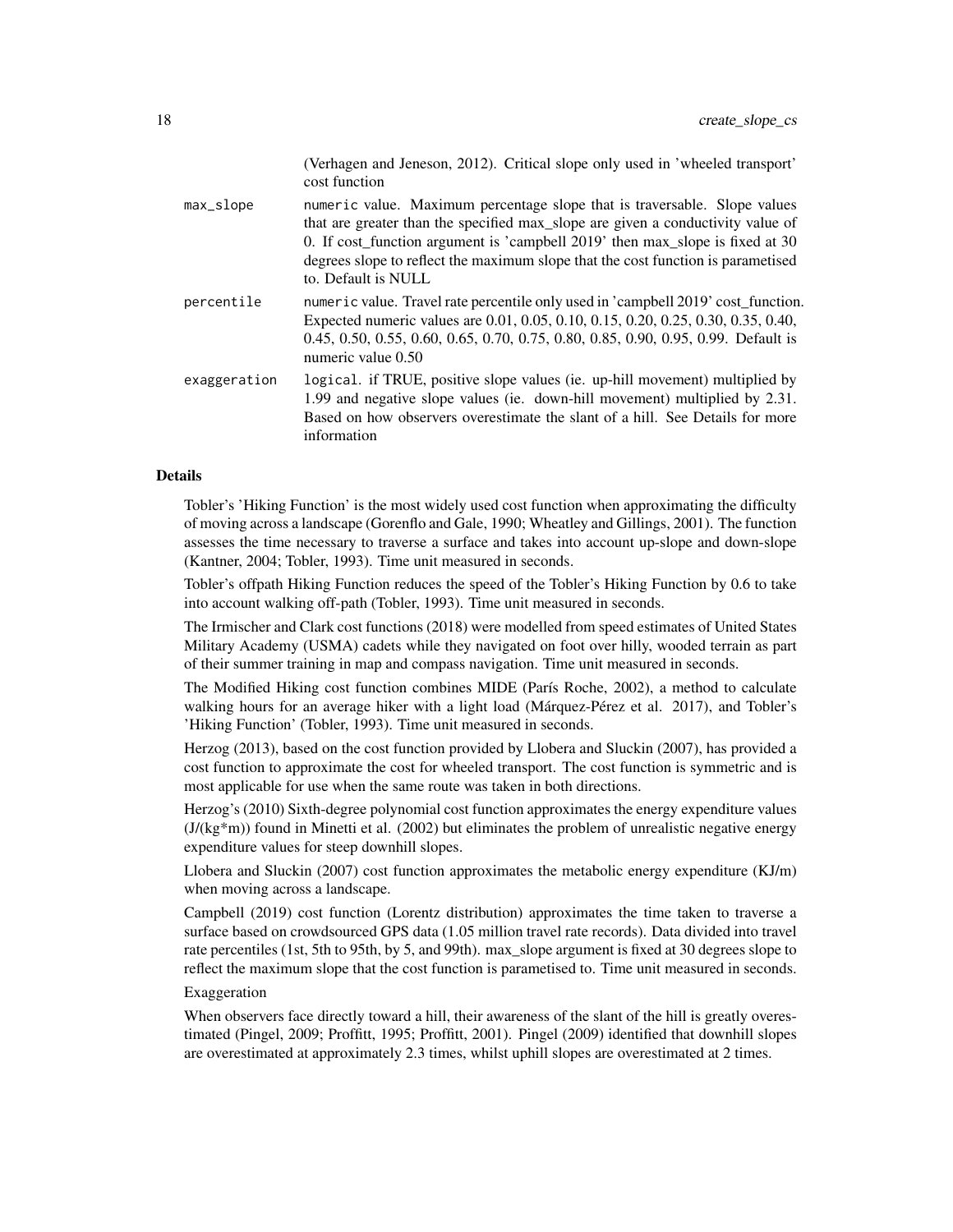(Verhagen and Jeneson, 2012). Critical slope only used in 'wheeled transport' cost function

max_slope
: numeric value. Maximum percentage slope that is traversable. Slope values that are greater than the specified max_slope are given a conductivity value of 0. If cost_function argument is 'campbell 2019' then max_slope is fixed at 30 degrees slope to reflect the maximum slope that the cost function is parametised to. Default is NULL

percentile
: numeric value. Travel rate percentile only used in 'campbell 2019' cost_function. Expected numeric values are 0.01, 0.05, 0.10, 0.15, 0.20, 0.25, 0.30, 0.35, 0.40, 0.45, 0.50, 0.55, 0.60, 0.65, 0.70, 0.75, 0.80, 0.85, 0.90, 0.95, 0.99. Default is numeric value 0.50

exaggeration
: logical. if TRUE, positive slope values (ie. up-hill movement) multiplied by 1.99 and negative slope values (ie. down-hill movement) multiplied by 2.31. Based on how observers overestimate the slant of a hill. See Details for more information

## Details

Tobler's 'Hiking Function' is the most widely used cost function when approximating the difficulty of moving across a landscape (Gorenflo and Gale, 1990; Wheatley and Gillings, 2001). The function assesses the time necessary to traverse a surface and takes into account up-slope and down-slope (Kantner, 2004; Tobler, 1993). Time unit measured in seconds.

Tobler's offpath Hiking Function reduces the speed of the Tobler's Hiking Function by 0.6 to take into account walking off-path (Tobler, 1993). Time unit measured in seconds.

The Irmischer and Clark cost functions (2018) were modelled from speed estimates of United States Military Academy (USMA) cadets while they navigated on foot over hilly, wooded terrain as part of their summer training in map and compass navigation. Time unit measured in seconds.

The Modified Hiking cost function combines MIDE (París Roche, 2002), a method to calculate walking hours for an average hiker with a light load (Márquez-Pérez et al. 2017), and Tobler's 'Hiking Function' (Tobler, 1993). Time unit measured in seconds.

Herzog (2013), based on the cost function provided by Llobera and Sluckin (2007), has provided a cost function to approximate the cost for wheeled transport. The cost function is symmetric and is most applicable for use when the same route was taken in both directions.

Herzog's (2010) Sixth-degree polynomial cost function approximates the energy expenditure values (J/(kg*m)) found in Minetti et al. (2002) but eliminates the problem of unrealistic negative energy expenditure values for steep downhill slopes.

Llobera and Sluckin (2007) cost function approximates the metabolic energy expenditure (KJ/m) when moving across a landscape.

Campbell (2019) cost function (Lorentz distribution) approximates the time taken to traverse a surface based on crowdsourced GPS data (1.05 million travel rate records). Data divided into travel rate percentiles (1st, 5th to 95th, by 5, and 99th). max_slope argument is fixed at 30 degrees slope to reflect the maximum slope that the cost function is parametised to. Time unit measured in seconds.

Exaggeration

When observers face directly toward a hill, their awareness of the slant of the hill is greatly overestimated (Pingel, 2009; Proffitt, 1995; Proffitt, 2001). Pingel (2009) identified that downhill slopes are overestimated at approximately 2.3 times, whilst uphill slopes are overestimated at 2 times.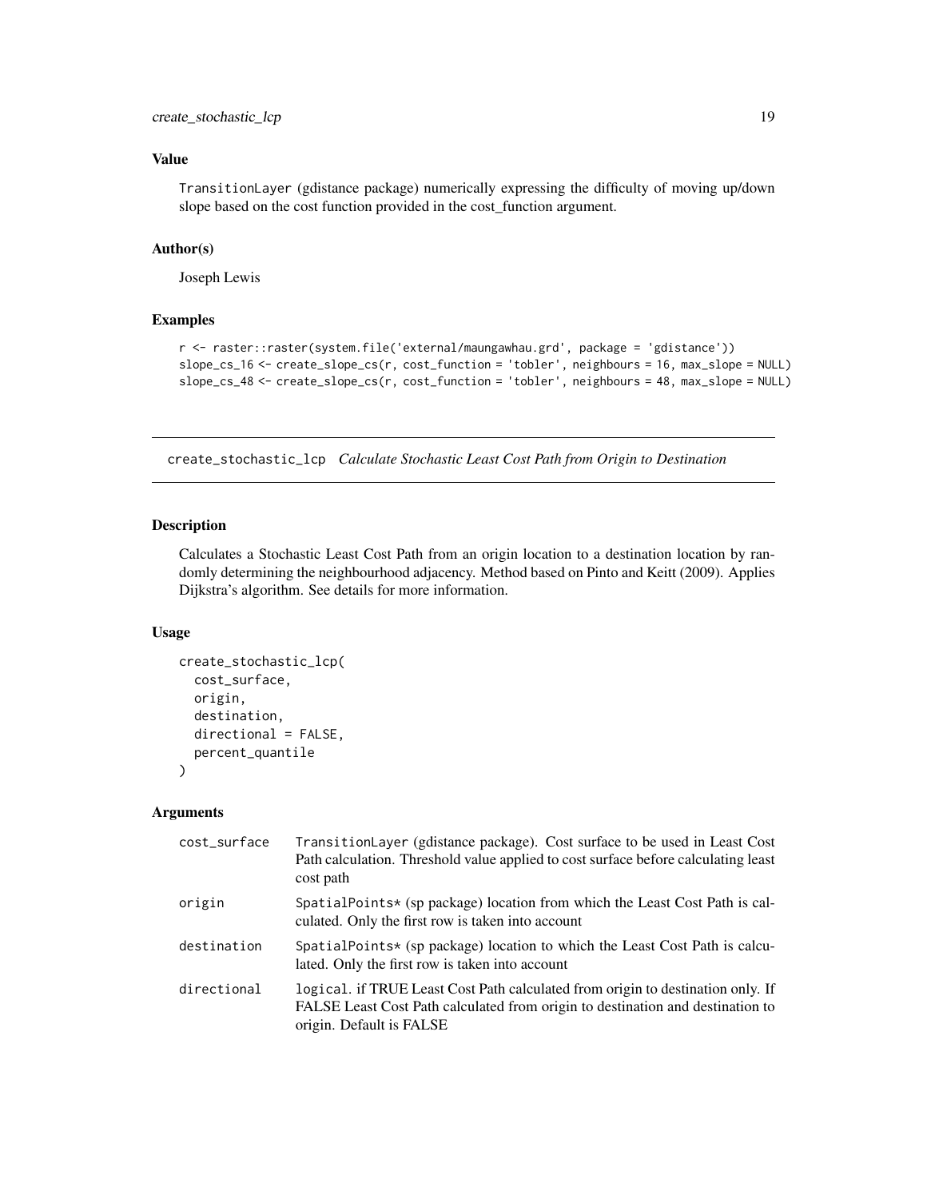### Value

TransitionLayer (gdistance package) numerically expressing the difficulty of moving up/down slope based on the cost function provided in the cost_function argument.

### Author(s)

Joseph Lewis

### Examples

```
r <- raster::raster(system.file('external/maungawhau.grd', package = 'gdistance'))
slope_cs_16 <- create_slope_cs(r, cost_function = 'tobler', neighbours = 16, max_slope = NULL)
slope_cs_48 <- create_slope_cs(r, cost_function = 'tobler', neighbours = 48, max_slope = NULL)
```

---

## create_stochastic_lcp *Calculate Stochastic Least Cost Path from Origin to Destination*

### Description

Calculates a Stochastic Least Cost Path from an origin location to a destination location by randomly determining the neighbourhood adjacency. Method based on Pinto and Keitt (2009). Applies Dijkstra's algorithm. See details for more information.

### Usage

```
create_stochastic_lcp(
  cost_surface,
  origin,
  destination,
  directional = FALSE,
  percent_quantile
)
```

### Arguments

| | |
|---|---|
| cost_surface | TransitionLayer (gdistance package). Cost surface to be used in Least Cost Path calculation. Threshold value applied to cost surface before calculating least cost path |
| origin | SpatialPoints* (sp package) location from which the Least Cost Path is calculated. Only the first row is taken into account |
| destination | SpatialPoints* (sp package) location to which the Least Cost Path is calculated. Only the first row is taken into account |
| directional | logical. if TRUE Least Cost Path calculated from origin to destination only. If FALSE Least Cost Path calculated from origin to destination and destination to origin. Default is FALSE |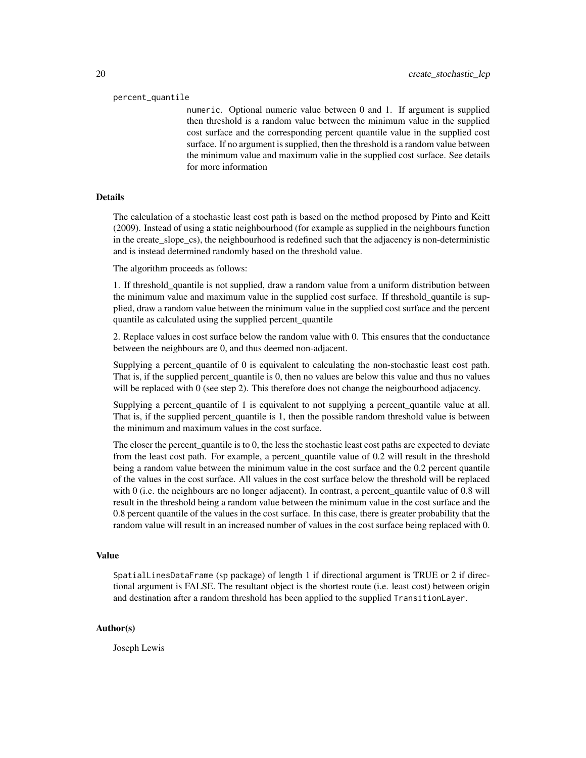percent_quantile

`numeric`. Optional numeric value between 0 and 1. If argument is supplied then threshold is a random value between the minimum value in the supplied cost surface and the corresponding percent quantile value in the supplied cost surface. If no argument is supplied, then the threshold is a random value between the minimum value and maximum valie in the supplied cost surface. See details for more information

## Details

The calculation of a stochastic least cost path is based on the method proposed by Pinto and Keitt (2009). Instead of using a static neighbourhood (for example as supplied in the neighbours function in the create_slope_cs), the neighbourhood is redefined such that the adjacency is non-deterministic and is instead determined randomly based on the threshold value.

The algorithm proceeds as follows:

1. If threshold_quantile is not supplied, draw a random value from a uniform distribution between the minimum value and maximum value in the supplied cost surface. If threshold_quantile is supplied, draw a random value between the minimum value in the supplied cost surface and the percent quantile as calculated using the supplied percent_quantile

2. Replace values in cost surface below the random value with 0. This ensures that the conductance between the neighbours are 0, and thus deemed non-adjacent.

Supplying a percent_quantile of 0 is equivalent to calculating the non-stochastic least cost path. That is, if the supplied percent_quantile is 0, then no values are below this value and thus no values will be replaced with 0 (see step 2). This therefore does not change the neigbourhood adjacency.

Supplying a percent_quantile of 1 is equivalent to not supplying a percent_quantile value at all. That is, if the supplied percent_quantile is 1, then the possible random threshold value is between the minimum and maximum values in the cost surface.

The closer the percent_quantile is to 0, the less the stochastic least cost paths are expected to deviate from the least cost path. For example, a percent_quantile value of 0.2 will result in the threshold being a random value between the minimum value in the cost surface and the 0.2 percent quantile of the values in the cost surface. All values in the cost surface below the threshold will be replaced with 0 (i.e. the neighbours are no longer adjacent). In contrast, a percent_quantile value of 0.8 will result in the threshold being a random value between the minimum value in the cost surface and the 0.8 percent quantile of the values in the cost surface. In this case, there is greater probability that the random value will result in an increased number of values in the cost surface being replaced with 0.

## Value

`SpatialLinesDataFrame` (sp package) of length 1 if directional argument is TRUE or 2 if directional argument is FALSE. The resultant object is the shortest route (i.e. least cost) between origin and destination after a random threshold has been applied to the supplied `TransitionLayer`.

## Author(s)

Joseph Lewis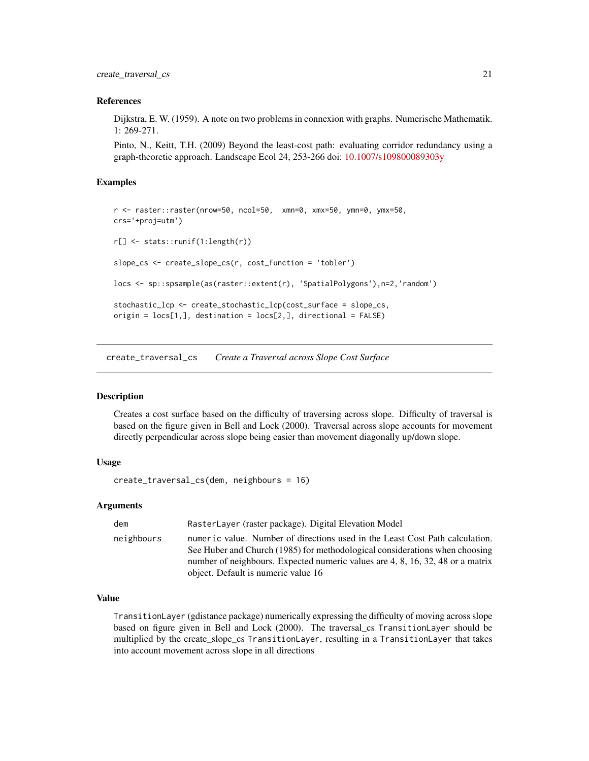### References

Dijkstra, E. W. (1959). A note on two problems in connexion with graphs. Numerische Mathematik. 1: 269-271.

Pinto, N., Keitt, T.H. (2009) Beyond the least-cost path: evaluating corridor redundancy using a graph-theoretic approach. Landscape Ecol 24, 253-266 doi: 10.1007/s109800089303y

### Examples

```
r <- raster::raster(nrow=50, ncol=50,  xmn=0, xmx=50, ymn=0, ymx=50,
crs='+proj=utm')

r[] <- stats::runif(1:length(r))

slope_cs <- create_slope_cs(r, cost_function = 'tobler')

locs <- sp::spsample(as(raster::extent(r), 'SpatialPolygons'),n=2,'random')

stochastic_lcp <- create_stochastic_lcp(cost_surface = slope_cs,
origin = locs[1,], destination = locs[2,], directional = FALSE)
```

---

## create_traversal_cs    *Create a Traversal across Slope Cost Surface*

---

### Description

Creates a cost surface based on the difficulty of traversing across slope. Difficulty of traversal is based on the figure given in Bell and Lock (2000). Traversal across slope accounts for movement directly perpendicular across slope being easier than movement diagonally up/down slope.

### Usage

```
create_traversal_cs(dem, neighbours = 16)
```

### Arguments

| | |
|---|---|
| dem | RasterLayer (raster package). Digital Elevation Model |
| neighbours | numeric value. Number of directions used in the Least Cost Path calculation. See Huber and Church (1985) for methodological considerations when choosing number of neighbours. Expected numeric values are 4, 8, 16, 32, 48 or a matrix object. Default is numeric value 16 |

### Value

TransitionLayer (gdistance package) numerically expressing the difficulty of moving across slope based on figure given in Bell and Lock (2000). The traversal_cs TransitionLayer should be multiplied by the create_slope_cs TransitionLayer, resulting in a TransitionLayer that takes into account movement across slope in all directions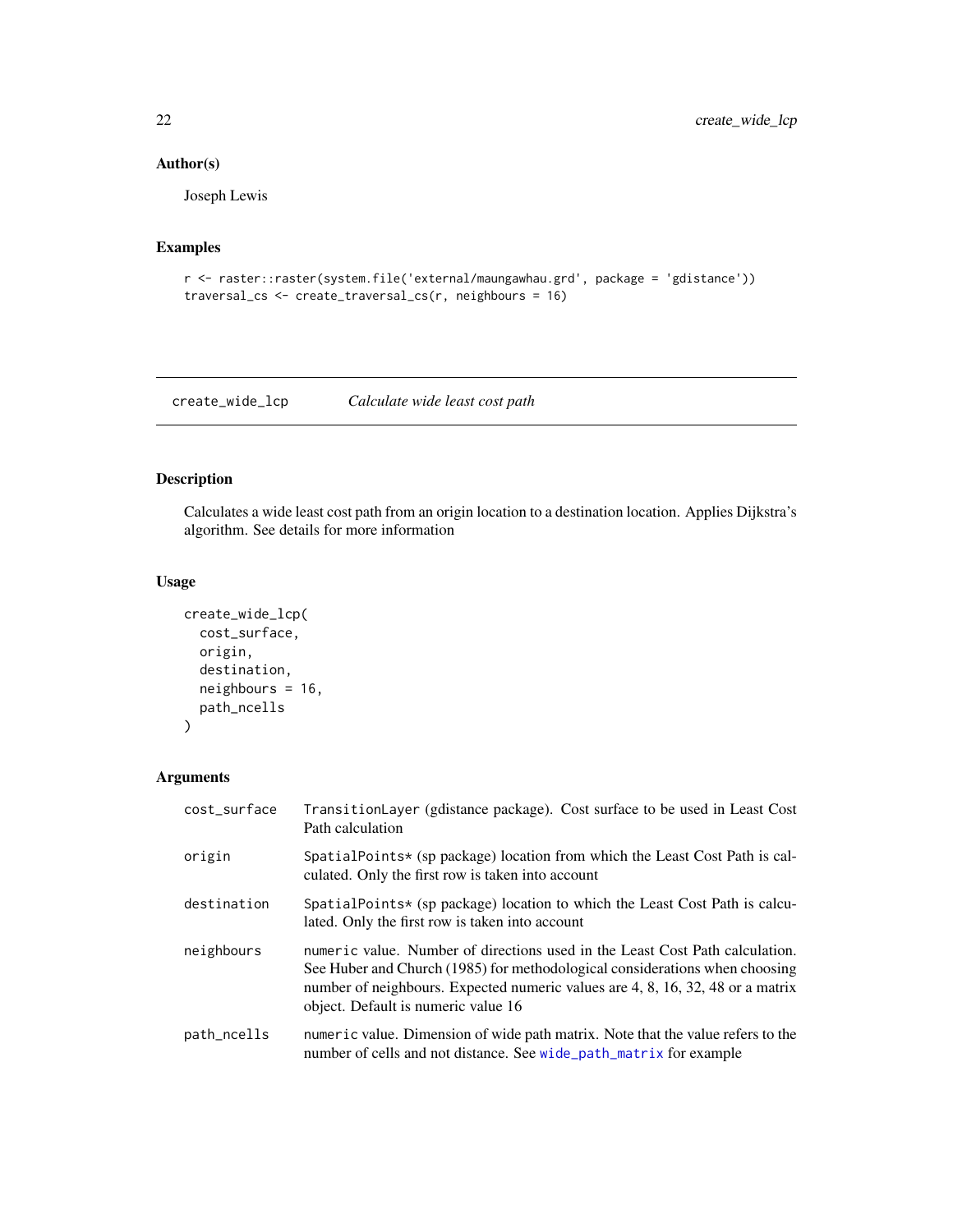### Author(s)

Joseph Lewis

### Examples

```
r <- raster::raster(system.file('external/maungawhau.grd', package = 'gdistance'))
traversal_cs <- create_traversal_cs(r, neighbours = 16)
```

---

## create_wide_lcp    *Calculate wide least cost path*

---

### Description

Calculates a wide least cost path from an origin location to a destination location. Applies Dijkstra's algorithm. See details for more information

### Usage

```
create_wide_lcp(
  cost_surface,
  origin,
  destination,
  neighbours = 16,
  path_ncells
)
```

### Arguments

| | |
|---|---|
| cost_surface | TransitionLayer (gdistance package). Cost surface to be used in Least Cost Path calculation |
| origin | SpatialPoints* (sp package) location from which the Least Cost Path is calculated. Only the first row is taken into account |
| destination | SpatialPoints* (sp package) location to which the Least Cost Path is calculated. Only the first row is taken into account |
| neighbours | numeric value. Number of directions used in the Least Cost Path calculation. See Huber and Church (1985) for methodological considerations when choosing number of neighbours. Expected numeric values are 4, 8, 16, 32, 48 or a matrix object. Default is numeric value 16 |
| path_ncells | numeric value. Dimension of wide path matrix. Note that the value refers to the number of cells and not distance. See wide_path_matrix for example |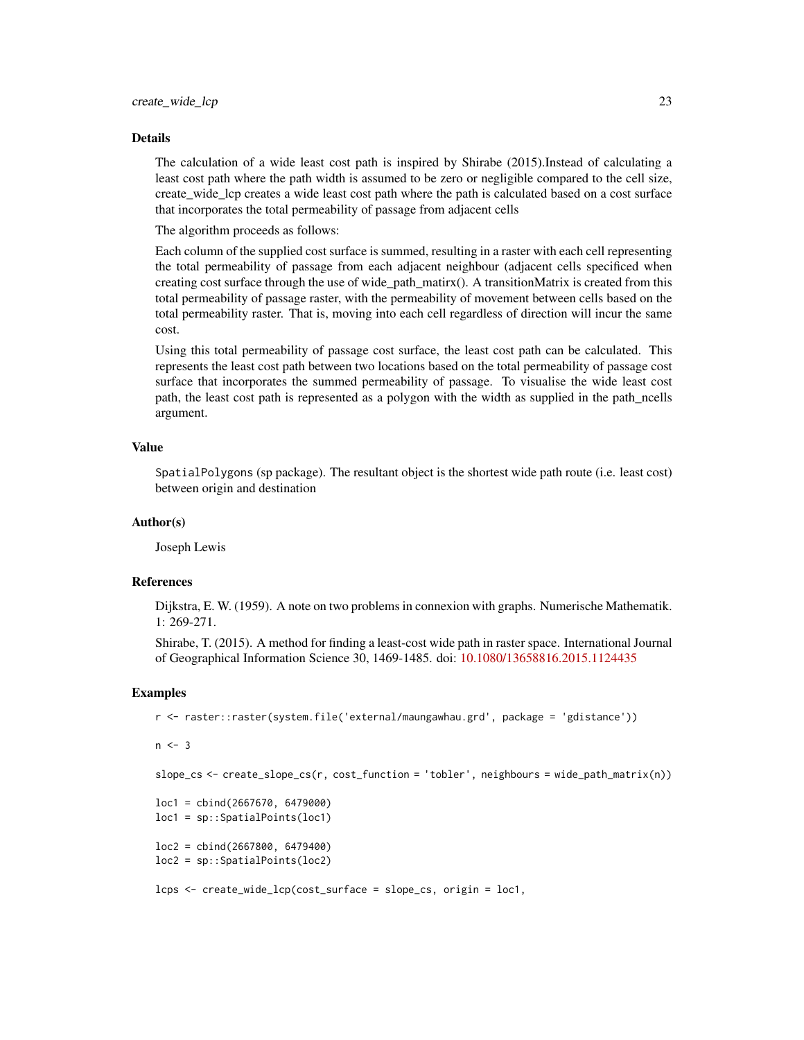### Details

The calculation of a wide least cost path is inspired by Shirabe (2015).Instead of calculating a least cost path where the path width is assumed to be zero or negligible compared to the cell size, create_wide_lcp creates a wide least cost path where the path is calculated based on a cost surface that incorporates the total permeability of passage from adjacent cells

The algorithm proceeds as follows:

Each column of the supplied cost surface is summed, resulting in a raster with each cell representing the total permeability of passage from each adjacent neighbour (adjacent cells specificed when creating cost surface through the use of wide_path_matirx(). A transitionMatrix is created from this total permeability of passage raster, with the permeability of movement between cells based on the total permeability raster. That is, moving into each cell regardless of direction will incur the same cost.

Using this total permeability of passage cost surface, the least cost path can be calculated. This represents the least cost path between two locations based on the total permeability of passage cost surface that incorporates the summed permeability of passage. To visualise the wide least cost path, the least cost path is represented as a polygon with the width as supplied in the path_ncells argument.

### Value

`SpatialPolygons` (sp package). The resultant object is the shortest wide path route (i.e. least cost) between origin and destination

### Author(s)

Joseph Lewis

### References

Dijkstra, E. W. (1959). A note on two problems in connexion with graphs. Numerische Mathematik. 1: 269-271.

Shirabe, T. (2015). A method for finding a least-cost wide path in raster space. International Journal of Geographical Information Science 30, 1469-1485. doi: 10.1080/13658816.2015.1124435

### Examples

```
r <- raster::raster(system.file('external/maungawhau.grd', package = 'gdistance'))

n <- 3

slope_cs <- create_slope_cs(r, cost_function = 'tobler', neighbours = wide_path_matrix(n))

loc1 = cbind(2667670, 6479000)
loc1 = sp::SpatialPoints(loc1)

loc2 = cbind(2667800, 6479400)
loc2 = sp::SpatialPoints(loc2)

lcps <- create_wide_lcp(cost_surface = slope_cs, origin = loc1,
```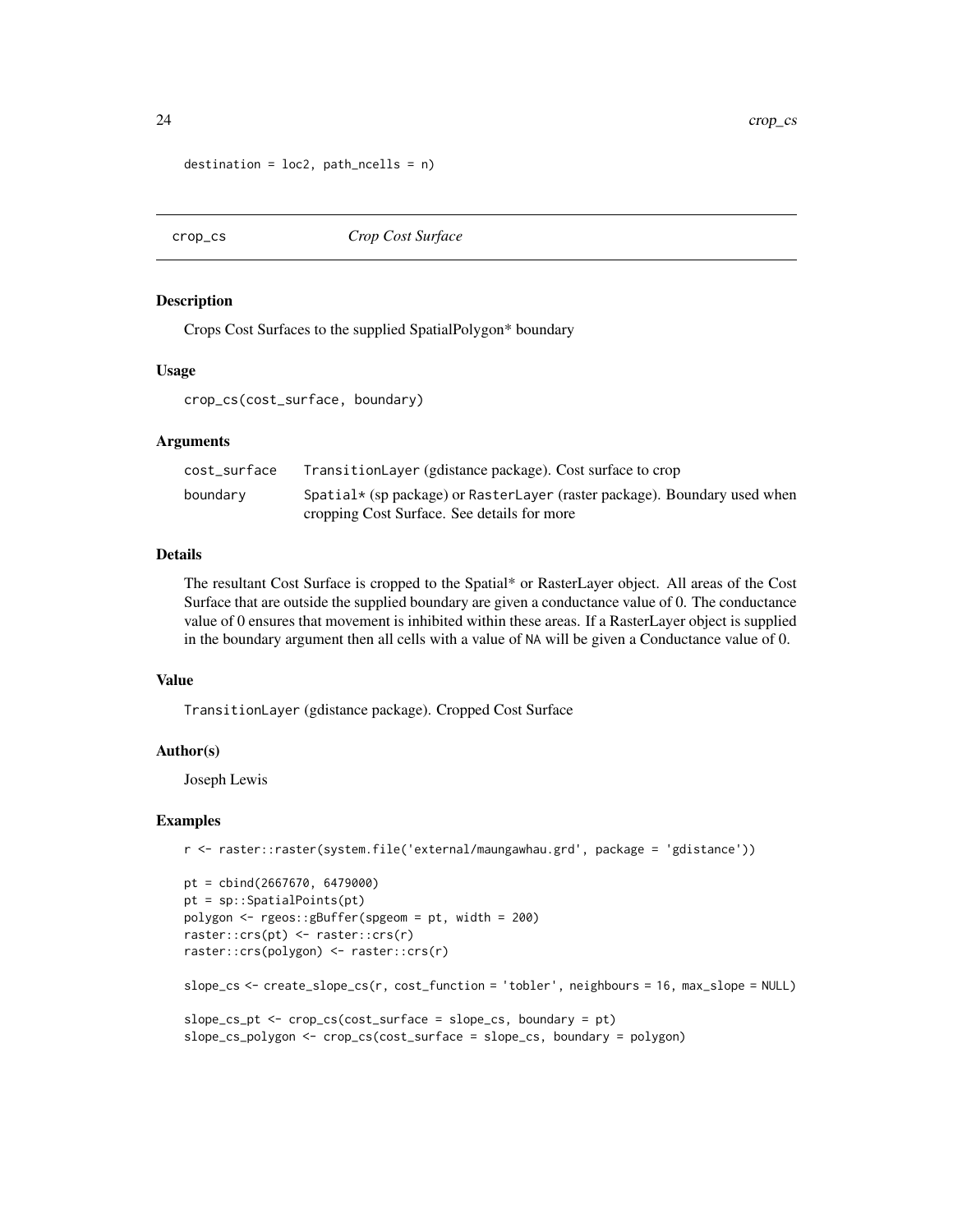```
destination = loc2, path_ncells = n)
```

## crop_cs *Crop Cost Surface*

### Description

Crops Cost Surfaces to the supplied SpatialPolygon* boundary

### Usage

```
crop_cs(cost_surface, boundary)
```

### Arguments

| | |
|---|---|
| cost_surface | TransitionLayer (gdistance package). Cost surface to crop |
| boundary | Spatial* (sp package) or RasterLayer (raster package). Boundary used when cropping Cost Surface. See details for more |

### Details

The resultant Cost Surface is cropped to the Spatial* or RasterLayer object. All areas of the Cost Surface that are outside the supplied boundary are given a conductance value of 0. The conductance value of 0 ensures that movement is inhibited within these areas. If a RasterLayer object is supplied in the boundary argument then all cells with a value of NA will be given a Conductance value of 0.

### Value

TransitionLayer (gdistance package). Cropped Cost Surface

### Author(s)

Joseph Lewis

### Examples

```
r <- raster::raster(system.file('external/maungawhau.grd', package = 'gdistance'))

pt = cbind(2667670, 6479000)
pt = sp::SpatialPoints(pt)
polygon <- rgeos::gBuffer(spgeom = pt, width = 200)
raster::crs(pt) <- raster::crs(r)
raster::crs(polygon) <- raster::crs(r)

slope_cs <- create_slope_cs(r, cost_function = 'tobler', neighbours = 16, max_slope = NULL)

slope_cs_pt <- crop_cs(cost_surface = slope_cs, boundary = pt)
slope_cs_polygon <- crop_cs(cost_surface = slope_cs, boundary = polygon)
```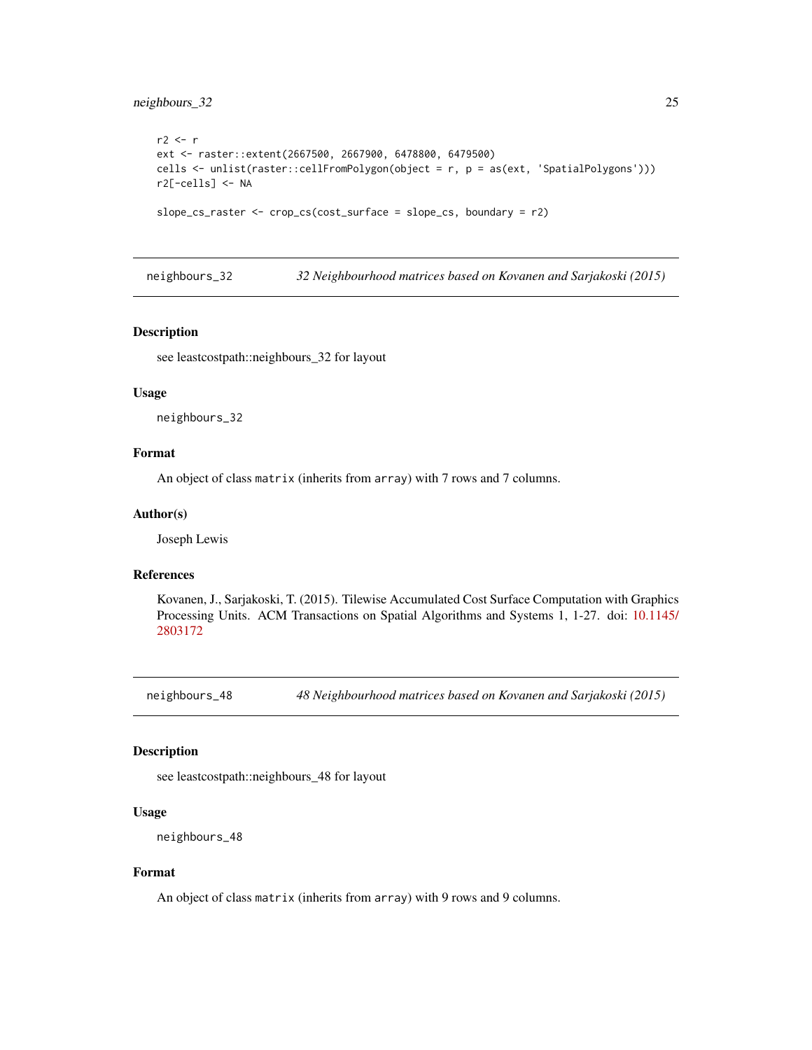```
r2 <- r
ext <- raster::extent(2667500, 2667900, 6478800, 6479500)
cells <- unlist(raster::cellFromPolygon(object = r, p = as(ext, 'SpatialPolygons')))
r2[-cells] <- NA

slope_cs_raster <- crop_cs(cost_surface = slope_cs, boundary = r2)
```

## neighbours_32 — *32 Neighbourhood matrices based on Kovanen and Sarjakoski (2015)*

### Description

see leastcostpath::neighbours_32 for layout

### Usage

```
neighbours_32
```

### Format

An object of class `matrix` (inherits from `array`) with 7 rows and 7 columns.

### Author(s)

Joseph Lewis

### References

Kovanen, J., Sarjakoski, T. (2015). Tilewise Accumulated Cost Surface Computation with Graphics Processing Units. ACM Transactions on Spatial Algorithms and Systems 1, 1-27. doi: 10.1145/2803172

## neighbours_48 — *48 Neighbourhood matrices based on Kovanen and Sarjakoski (2015)*

### Description

see leastcostpath::neighbours_48 for layout

### Usage

```
neighbours_48
```

### Format

An object of class `matrix` (inherits from `array`) with 9 rows and 9 columns.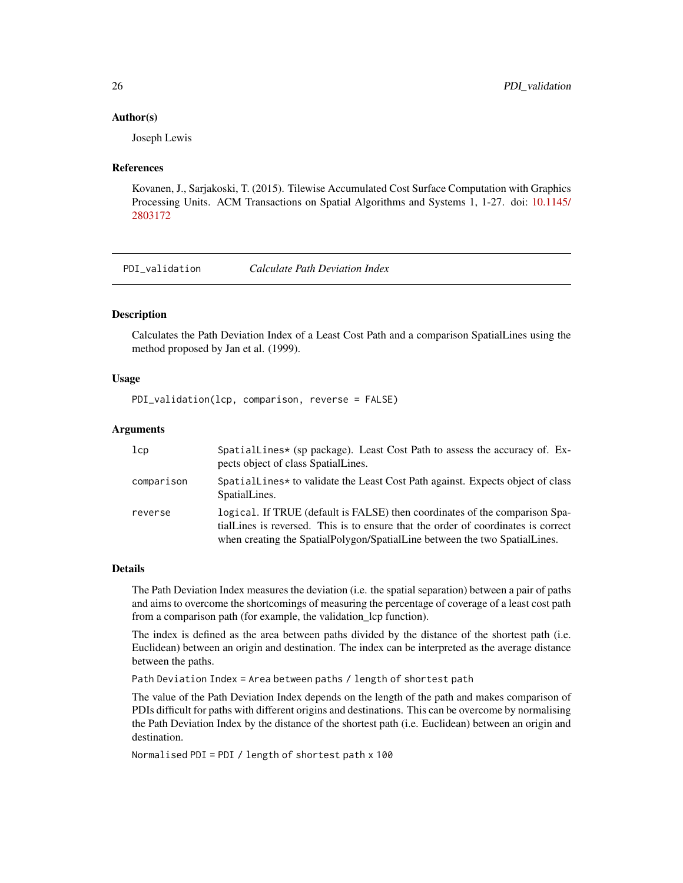### Author(s)

Joseph Lewis

### References

Kovanen, J., Sarjakoski, T. (2015). Tilewise Accumulated Cost Surface Computation with Graphics Processing Units. ACM Transactions on Spatial Algorithms and Systems 1, 1-27. doi: 10.1145/2803172

---

## PDI_validation — *Calculate Path Deviation Index*

---

### Description

Calculates the Path Deviation Index of a Least Cost Path and a comparison SpatialLines using the method proposed by Jan et al. (1999).

### Usage

```
PDI_validation(lcp, comparison, reverse = FALSE)
```

### Arguments

| | |
|---|---|
| `lcp` | `SpatialLines*` (sp package). Least Cost Path to assess the accuracy of. Expects object of class SpatialLines. |
| `comparison` | `SpatialLines*` to validate the Least Cost Path against. Expects object of class SpatialLines. |
| `reverse` | `logical`. If TRUE (default is FALSE) then coordinates of the comparison SpatialLines is reversed. This is to ensure that the order of coordinates is correct when creating the SpatialPolygon/SpatialLine between the two SpatialLines. |

### Details

The Path Deviation Index measures the deviation (i.e. the spatial separation) between a pair of paths and aims to overcome the shortcomings of measuring the percentage of coverage of a least cost path from a comparison path (for example, the validation_lcp function).

The index is defined as the area between paths divided by the distance of the shortest path (i.e. Euclidean) between an origin and destination. The index can be interpreted as the average distance between the paths.

`Path Deviation Index = Area between paths / length of shortest path`

The value of the Path Deviation Index depends on the length of the path and makes comparison of PDIs difficult for paths with different origins and destinations. This can be overcome by normalising the Path Deviation Index by the distance of the shortest path (i.e. Euclidean) between an origin and destination.

`Normalised PDI = PDI / length of shortest path x 100`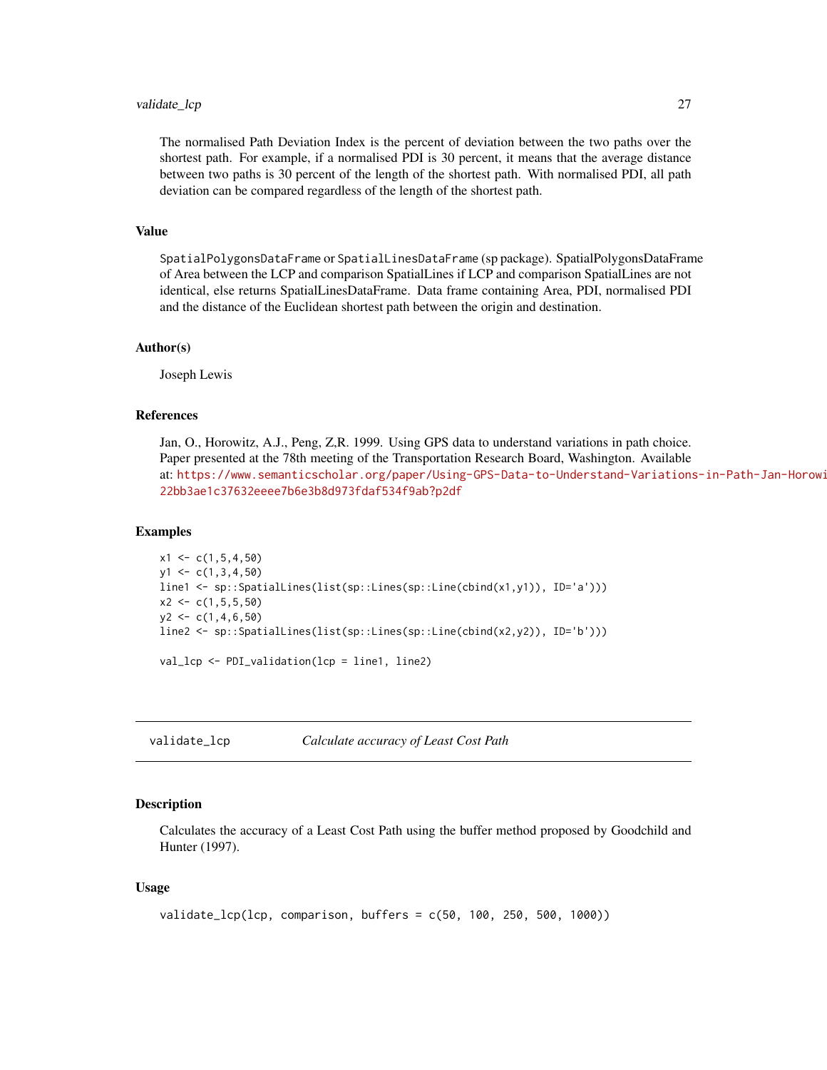The normalised Path Deviation Index is the percent of deviation between the two paths over the shortest path. For example, if a normalised PDI is 30 percent, it means that the average distance between two paths is 30 percent of the length of the shortest path. With normalised PDI, all path deviation can be compared regardless of the length of the shortest path.

### Value

SpatialPolygonsDataFrame or SpatialLinesDataFrame (sp package). SpatialPolygonsDataFrame of Area between the LCP and comparison SpatialLines if LCP and comparison SpatialLines are not identical, else returns SpatialLinesDataFrame. Data frame containing Area, PDI, normalised PDI and the distance of the Euclidean shortest path between the origin and destination.

### Author(s)

Joseph Lewis

### References

Jan, O., Horowitz, A.J., Peng, Z,R. 1999. Using GPS data to understand variations in path choice. Paper presented at the 78th meeting of the Transportation Research Board, Washington. Available at: https://www.semanticscholar.org/paper/Using-GPS-Data-to-Understand-Variations-in-Path-Jan-Horowi 22bb3ae1c37632eeee7b6e3b8d973fdaf534f9ab?p2df

### Examples

```
x1 <- c(1,5,4,50)
y1 <- c(1,3,4,50)
line1 <- sp::SpatialLines(list(sp::Lines(sp::Line(cbind(x1,y1)), ID='a')))
x2 <- c(1,5,5,50)
y2 <- c(1,4,6,50)
line2 <- sp::SpatialLines(list(sp::Lines(sp::Line(cbind(x2,y2)), ID='b')))

val_lcp <- PDI_validation(lcp = line1, line2)
```

---

## validate_lcp — *Calculate accuracy of Least Cost Path*

### Description

Calculates the accuracy of a Least Cost Path using the buffer method proposed by Goodchild and Hunter (1997).

### Usage

```
validate_lcp(lcp, comparison, buffers = c(50, 100, 250, 500, 1000))
```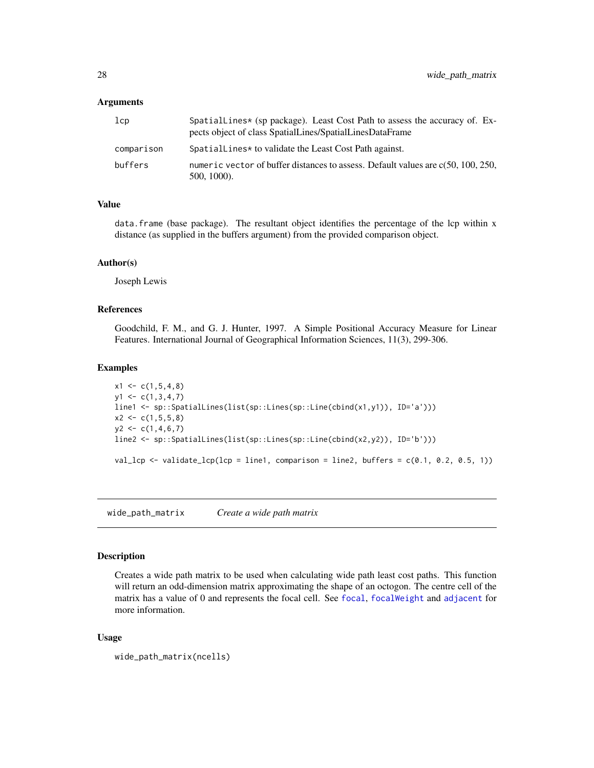### Arguments

| | |
|---|---|
| `lcp` | `SpatialLines*` (sp package). Least Cost Path to assess the accuracy of. Expects object of class SpatialLines/SpatialLinesDataFrame |
| `comparison` | `SpatialLines*` to validate the Least Cost Path against. |
| `buffers` | `numeric vector` of buffer distances to assess. Default values are c(50, 100, 250, 500, 1000). |

### Value

`data.frame` (base package). The resultant object identifies the percentage of the lcp within x distance (as supplied in the buffers argument) from the provided comparison object.

### Author(s)

Joseph Lewis

### References

Goodchild, F. M., and G. J. Hunter, 1997. A Simple Positional Accuracy Measure for Linear Features. International Journal of Geographical Information Sciences, 11(3), 299-306.

### Examples

```
x1 <- c(1,5,4,8)
y1 <- c(1,3,4,7)
line1 <- sp::SpatialLines(list(sp::Lines(sp::Line(cbind(x1,y1)), ID='a')))
x2 <- c(1,5,5,8)
y2 <- c(1,4,6,7)
line2 <- sp::SpatialLines(list(sp::Lines(sp::Line(cbind(x2,y2)), ID='b')))

val_lcp <- validate_lcp(lcp = line1, comparison = line2, buffers = c(0.1, 0.2, 0.5, 1))
```

---

## `wide_path_matrix` *Create a wide path matrix*

### Description

Creates a wide path matrix to be used when calculating wide path least cost paths. This function will return an odd-dimension matrix approximating the shape of an octogon. The centre cell of the matrix has a value of 0 and represents the focal cell. See `focal`, `focalWeight` and `adjacent` for more information.

### Usage

```
wide_path_matrix(ncells)
```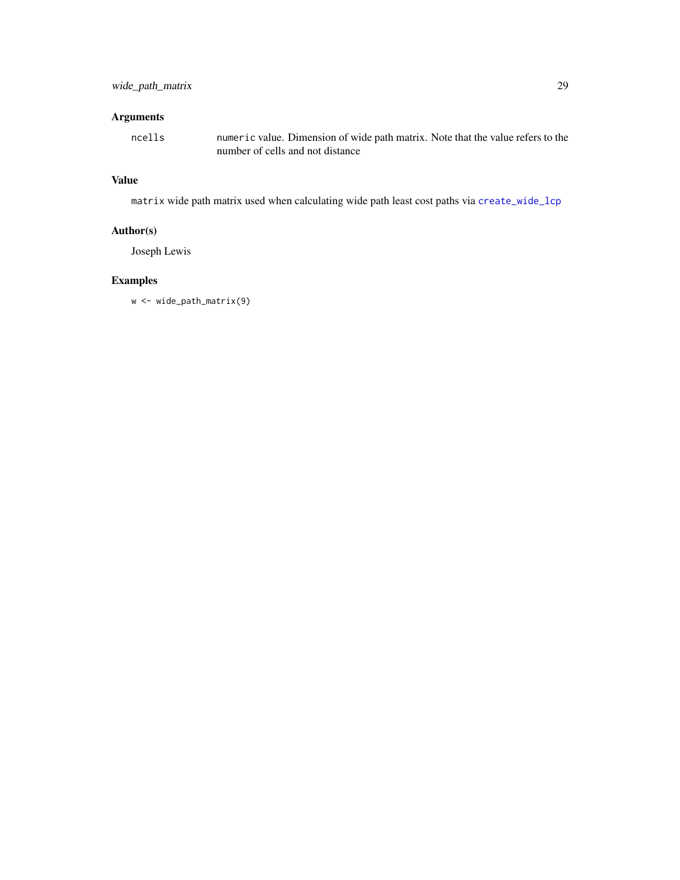## Arguments

ncells `numeric` value. Dimension of wide path matrix. Note that the value refers to the number of cells and not distance

## Value

`matrix` wide path matrix used when calculating wide path least cost paths via `create_wide_lcp`

## Author(s)

Joseph Lewis

## Examples

```
w <- wide_path_matrix(9)
```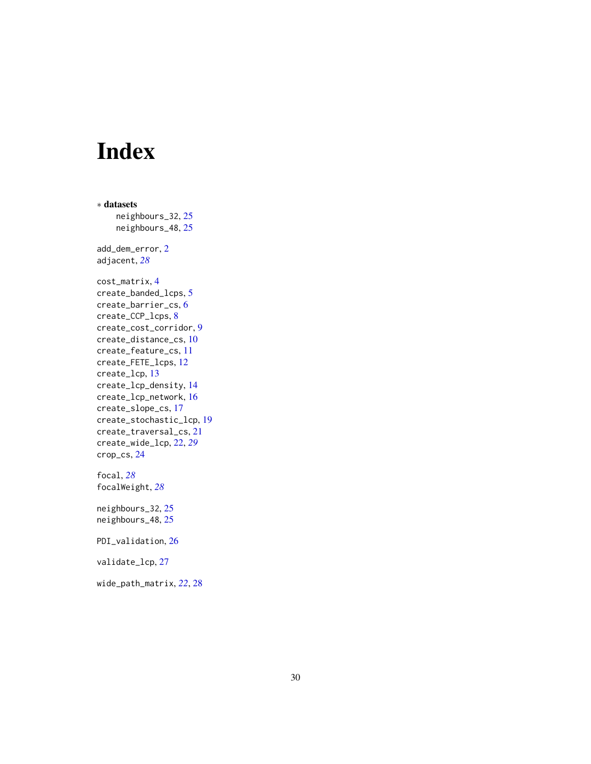# Index

∗ **datasets**
  neighbours_32, 25
  neighbours_48, 25

add_dem_error, 2
adjacent, *28*

cost_matrix, 4
create_banded_lcps, 5
create_barrier_cs, 6
create_CCP_lcps, 8
create_cost_corridor, 9
create_distance_cs, 10
create_feature_cs, 11
create_FETE_lcps, 12
create_lcp, 13
create_lcp_density, 14
create_lcp_network, 16
create_slope_cs, 17
create_stochastic_lcp, 19
create_traversal_cs, 21
create_wide_lcp, 22, *29*
crop_cs, 24

focal, *28*
focalWeight, *28*

neighbours_32, 25
neighbours_48, 25

PDI_validation, 26

validate_lcp, 27

wide_path_matrix, *22*, 28